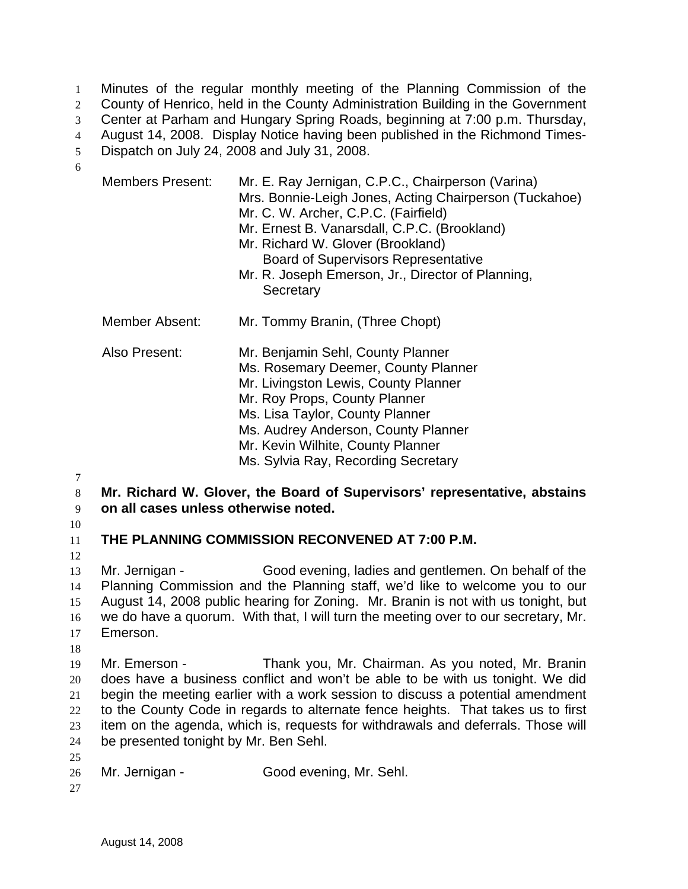Minutes of the regular monthly meeting of the Planning Commission of the County of Henrico, held in the County Administration Building in the Government Center at Parham and Hungary Spring Roads, beginning at 7:00 p.m. Thursday, August 14, 2008. Display Notice having been published in the Richmond Times-Dispatch on July 24, 2008 and July 31, 2008.

| | |
|---|---|
| Members Present: | Mr. E. Ray Jernigan, C.P.C., Chairperson (Varina)<br>Mrs. Bonnie-Leigh Jones, Acting Chairperson (Tuckahoe)<br>Mr. C. W. Archer, C.P.C. (Fairfield)<br>Mr. Ernest B. Vanarsdall, C.P.C. (Brookland)<br>Mr. Richard W. Glover (Brookland)<br>Board of Supervisors Representative<br>Mr. R. Joseph Emerson, Jr., Director of Planning,<br>Secretary |
| Member Absent: | Mr. Tommy Branin, (Three Chopt) |
| Also Present: | Mr. Benjamin Sehl, County Planner<br>Ms. Rosemary Deemer, County Planner<br>Mr. Livingston Lewis, County Planner<br>Mr. Roy Props, County Planner<br>Ms. Lisa Taylor, County Planner<br>Ms. Audrey Anderson, County Planner<br>Mr. Kevin Wilhite, County Planner<br>Ms. Sylvia Ray, Recording Secretary |

**Mr. Richard W. Glover, the Board of Supervisors' representative, abstains on all cases unless otherwise noted.**

**THE PLANNING COMMISSION RECONVENED AT 7:00 P.M.**

Mr. Jernigan - Good evening, ladies and gentlemen. On behalf of the Planning Commission and the Planning staff, we'd like to welcome you to our August 14, 2008 public hearing for Zoning. Mr. Branin is not with us tonight, but we do have a quorum. With that, I will turn the meeting over to our secretary, Mr. Emerson.

Mr. Emerson - Thank you, Mr. Chairman. As you noted, Mr. Branin does have a business conflict and won't be able to be with us tonight. We did begin the meeting earlier with a work session to discuss a potential amendment to the County Code in regards to alternate fence heights. That takes us to first item on the agenda, which is, requests for withdrawals and deferrals. Those will be presented tonight by Mr. Ben Sehl.

Mr. Jernigan - Good evening, Mr. Sehl.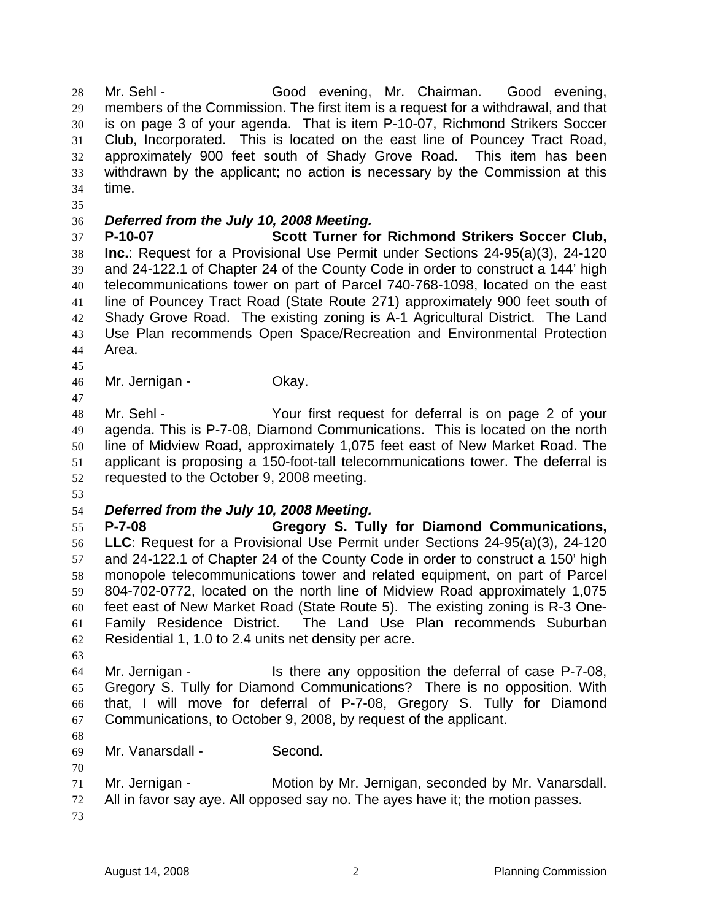Mr. Sehl - Good evening, Mr. Chairman. Good evening, members of the Commission. The first item is a request for a withdrawal, and that is on page 3 of your agenda. That is item P-10-07, Richmond Strikers Soccer Club, Incorporated. This is located on the east line of Pouncey Tract Road, approximately 900 feet south of Shady Grove Road. This item has been withdrawn by the applicant; no action is necessary by the Commission at this time.

***Deferred from the July 10, 2008 Meeting.***

**P-10-07 Scott Turner for Richmond Strikers Soccer Club, Inc.**: Request for a Provisional Use Permit under Sections 24-95(a)(3), 24-120 and 24-122.1 of Chapter 24 of the County Code in order to construct a 144' high telecommunications tower on part of Parcel 740-768-1098, located on the east line of Pouncey Tract Road (State Route 271) approximately 900 feet south of Shady Grove Road. The existing zoning is A-1 Agricultural District. The Land Use Plan recommends Open Space/Recreation and Environmental Protection Area.

Mr. Jernigan - Okay.

Mr. Sehl - Your first request for deferral is on page 2 of your agenda. This is P-7-08, Diamond Communications. This is located on the north line of Midview Road, approximately 1,075 feet east of New Market Road. The applicant is proposing a 150-foot-tall telecommunications tower. The deferral is requested to the October 9, 2008 meeting.

***Deferred from the July 10, 2008 Meeting.***

**P-7-08 Gregory S. Tully for Diamond Communications, LLC**: Request for a Provisional Use Permit under Sections 24-95(a)(3), 24-120 and 24-122.1 of Chapter 24 of the County Code in order to construct a 150' high monopole telecommunications tower and related equipment, on part of Parcel 804-702-0772, located on the north line of Midview Road approximately 1,075 feet east of New Market Road (State Route 5). The existing zoning is R-3 One-Family Residence District. The Land Use Plan recommends Suburban Residential 1, 1.0 to 2.4 units net density per acre.

Mr. Jernigan - Is there any opposition the deferral of case P-7-08, Gregory S. Tully for Diamond Communications? There is no opposition. With that, I will move for deferral of P-7-08, Gregory S. Tully for Diamond Communications, to October 9, 2008, by request of the applicant.

Mr. Vanarsdall - Second.

Mr. Jernigan - Motion by Mr. Jernigan, seconded by Mr. Vanarsdall. All in favor say aye. All opposed say no. The ayes have it; the motion passes.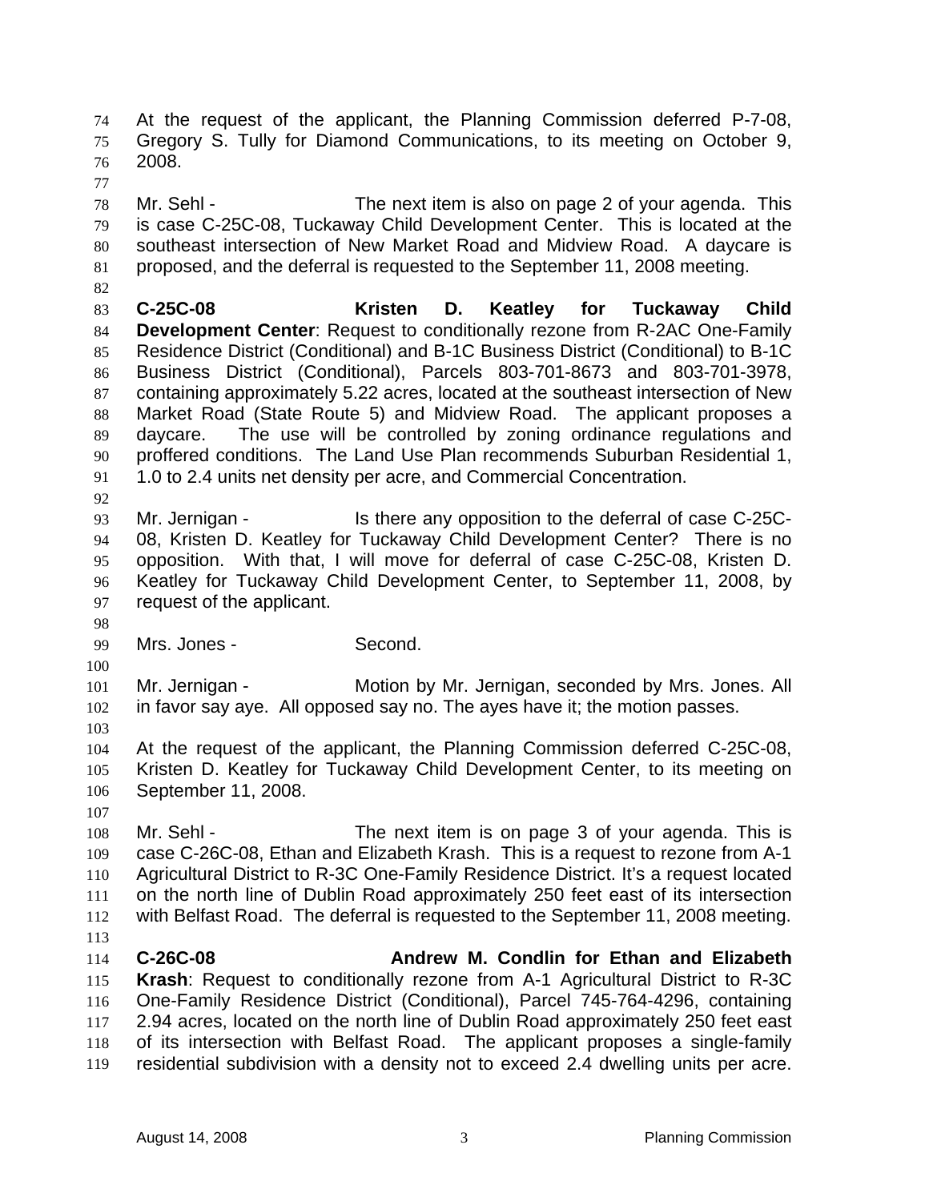At the request of the applicant, the Planning Commission deferred P-7-08, Gregory S. Tully for Diamond Communications, to its meeting on October 9, 2008.

Mr. Sehl - The next item is also on page 2 of your agenda. This is case C-25C-08, Tuckaway Child Development Center. This is located at the southeast intersection of New Market Road and Midview Road. A daycare is proposed, and the deferral is requested to the September 11, 2008 meeting.

**C-25C-08 Kristen D. Keatley for Tuckaway Child Development Center**: Request to conditionally rezone from R-2AC One-Family Residence District (Conditional) and B-1C Business District (Conditional) to B-1C Business District (Conditional), Parcels 803-701-8673 and 803-701-3978, containing approximately 5.22 acres, located at the southeast intersection of New Market Road (State Route 5) and Midview Road. The applicant proposes a daycare. The use will be controlled by zoning ordinance regulations and proffered conditions. The Land Use Plan recommends Suburban Residential 1, 1.0 to 2.4 units net density per acre, and Commercial Concentration.

Mr. Jernigan - Is there any opposition to the deferral of case C-25C-08, Kristen D. Keatley for Tuckaway Child Development Center? There is no opposition. With that, I will move for deferral of case C-25C-08, Kristen D. Keatley for Tuckaway Child Development Center, to September 11, 2008, by request of the applicant.

Mrs. Jones - Second.

Mr. Jernigan - Motion by Mr. Jernigan, seconded by Mrs. Jones. All in favor say aye. All opposed say no. The ayes have it; the motion passes.

At the request of the applicant, the Planning Commission deferred C-25C-08, Kristen D. Keatley for Tuckaway Child Development Center, to its meeting on September 11, 2008.

Mr. Sehl - The next item is on page 3 of your agenda. This is case C-26C-08, Ethan and Elizabeth Krash. This is a request to rezone from A-1 Agricultural District to R-3C One-Family Residence District. It's a request located on the north line of Dublin Road approximately 250 feet east of its intersection with Belfast Road. The deferral is requested to the September 11, 2008 meeting.

**C-26C-08 Andrew M. Condlin for Ethan and Elizabeth Krash**: Request to conditionally rezone from A-1 Agricultural District to R-3C One-Family Residence District (Conditional), Parcel 745-764-4296, containing 2.94 acres, located on the north line of Dublin Road approximately 250 feet east of its intersection with Belfast Road. The applicant proposes a single-family residential subdivision with a density not to exceed 2.4 dwelling units per acre.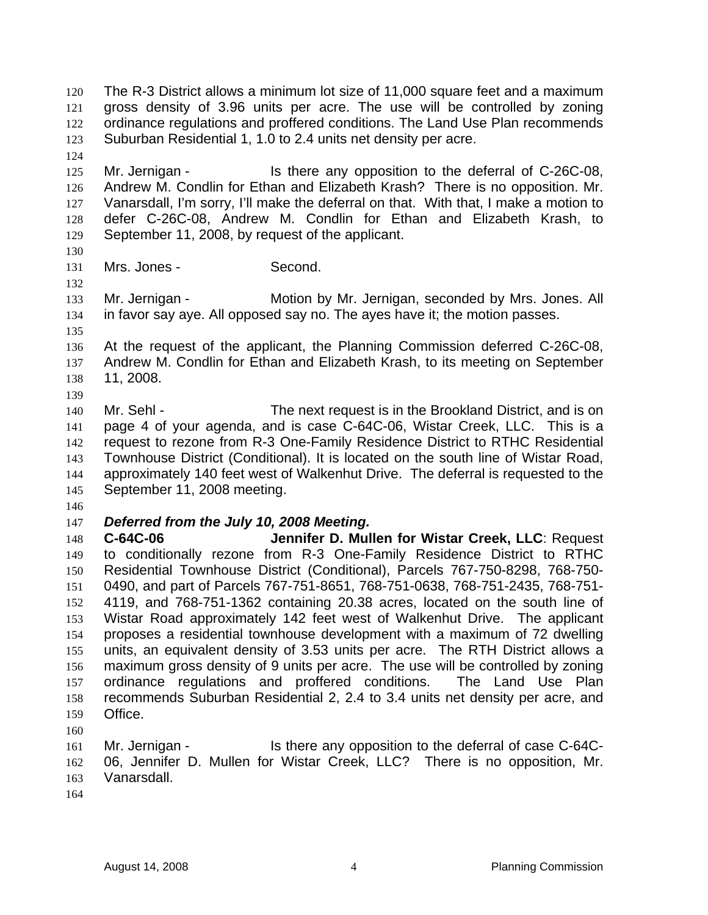The R-3 District allows a minimum lot size of 11,000 square feet and a maximum gross density of 3.96 units per acre. The use will be controlled by zoning ordinance regulations and proffered conditions. The Land Use Plan recommends Suburban Residential 1, 1.0 to 2.4 units net density per acre.

Mr. Jernigan - Is there any opposition to the deferral of C-26C-08, Andrew M. Condlin for Ethan and Elizabeth Krash? There is no opposition. Mr. Vanarsdall, I'm sorry, I'll make the deferral on that. With that, I make a motion to defer C-26C-08, Andrew M. Condlin for Ethan and Elizabeth Krash, to September 11, 2008, by request of the applicant.

Mrs. Jones - Second.

Mr. Jernigan - Motion by Mr. Jernigan, seconded by Mrs. Jones. All in favor say aye. All opposed say no. The ayes have it; the motion passes.

At the request of the applicant, the Planning Commission deferred C-26C-08, Andrew M. Condlin for Ethan and Elizabeth Krash, to its meeting on September 11, 2008.

Mr. Sehl - The next request is in the Brookland District, and is on page 4 of your agenda, and is case C-64C-06, Wistar Creek, LLC. This is a request to rezone from R-3 One-Family Residence District to RTHC Residential Townhouse District (Conditional). It is located on the south line of Wistar Road, approximately 140 feet west of Walkenhut Drive. The deferral is requested to the September 11, 2008 meeting.

***Deferred from the July 10, 2008 Meeting.***

**C-64C-06** **Jennifer D. Mullen for Wistar Creek, LLC**: Request to conditionally rezone from R-3 One-Family Residence District to RTHC Residential Townhouse District (Conditional), Parcels 767-750-8298, 768-750-0490, and part of Parcels 767-751-8651, 768-751-0638, 768-751-2435, 768-751-4119, and 768-751-1362 containing 20.38 acres, located on the south line of Wistar Road approximately 142 feet west of Walkenhut Drive. The applicant proposes a residential townhouse development with a maximum of 72 dwelling units, an equivalent density of 3.53 units per acre. The RTH District allows a maximum gross density of 9 units per acre. The use will be controlled by zoning ordinance regulations and proffered conditions. The Land Use Plan recommends Suburban Residential 2, 2.4 to 3.4 units net density per acre, and Office.

Mr. Jernigan - Is there any opposition to the deferral of case C-64C-06, Jennifer D. Mullen for Wistar Creek, LLC? There is no opposition, Mr. Vanarsdall.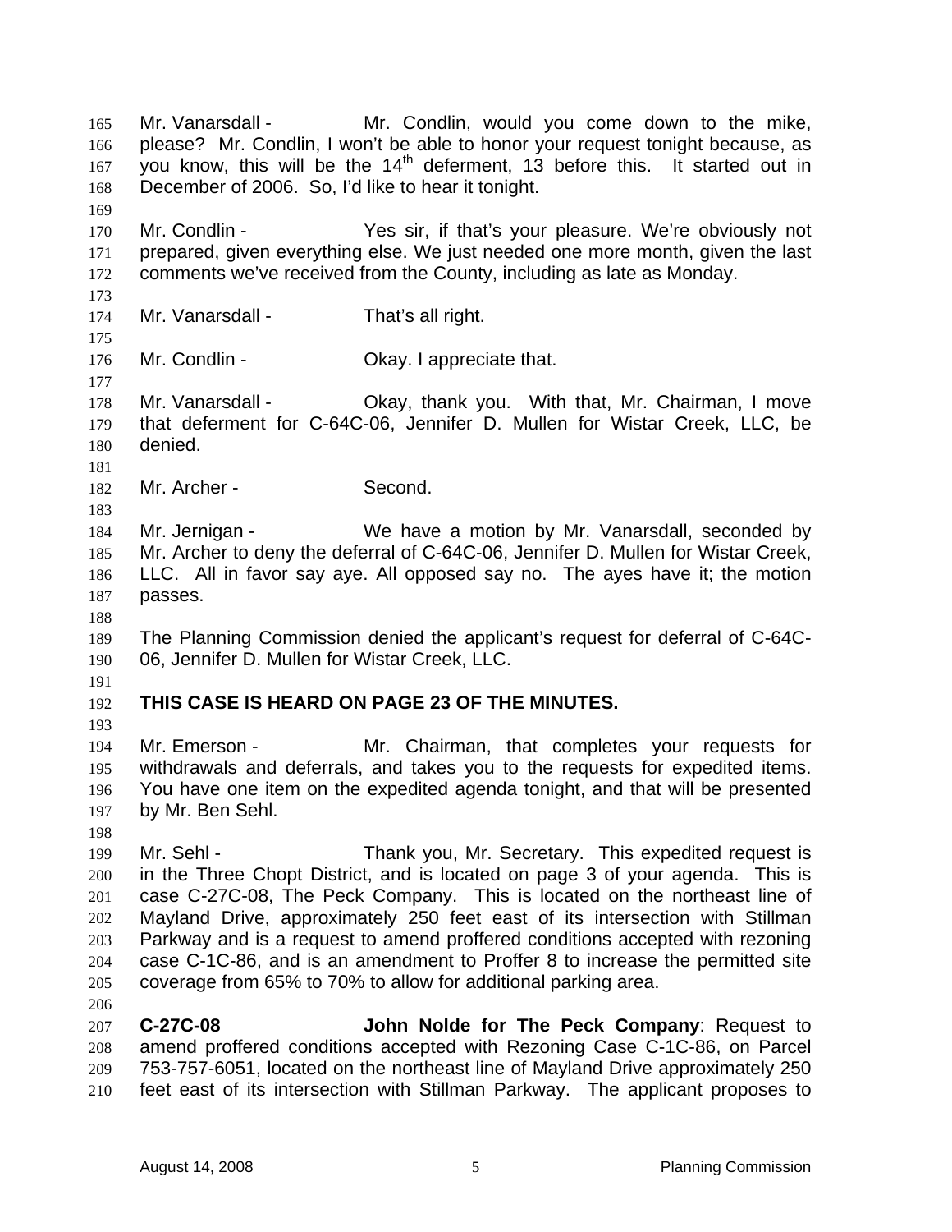Mr. Vanarsdall - Mr. Condlin, would you come down to the mike, please? Mr. Condlin, I won't be able to honor your request tonight because, as you know, this will be the 14th deferment, 13 before this. It started out in December of 2006. So, I'd like to hear it tonight.

Mr. Condlin - Yes sir, if that's your pleasure. We're obviously not prepared, given everything else. We just needed one more month, given the last comments we've received from the County, including as late as Monday.

Mr. Vanarsdall - That's all right.

Mr. Condlin - Okay. I appreciate that.

Mr. Vanarsdall - Okay, thank you. With that, Mr. Chairman, I move that deferment for C-64C-06, Jennifer D. Mullen for Wistar Creek, LLC, be denied.

Mr. Archer - Second.

Mr. Jernigan - We have a motion by Mr. Vanarsdall, seconded by Mr. Archer to deny the deferral of C-64C-06, Jennifer D. Mullen for Wistar Creek, LLC. All in favor say aye. All opposed say no. The ayes have it; the motion passes.

The Planning Commission denied the applicant's request for deferral of C-64C-06, Jennifer D. Mullen for Wistar Creek, LLC.

**THIS CASE IS HEARD ON PAGE 23 OF THE MINUTES.**

Mr. Emerson - Mr. Chairman, that completes your requests for withdrawals and deferrals, and takes you to the requests for expedited items. You have one item on the expedited agenda tonight, and that will be presented by Mr. Ben Sehl.

Mr. Sehl - Thank you, Mr. Secretary. This expedited request is in the Three Chopt District, and is located on page 3 of your agenda. This is case C-27C-08, The Peck Company. This is located on the northeast line of Mayland Drive, approximately 250 feet east of its intersection with Stillman Parkway and is a request to amend proffered conditions accepted with rezoning case C-1C-86, and is an amendment to Proffer 8 to increase the permitted site coverage from 65% to 70% to allow for additional parking area.

**C-27C-08** **John Nolde for The Peck Company**: Request to amend proffered conditions accepted with Rezoning Case C-1C-86, on Parcel 753-757-6051, located on the northeast line of Mayland Drive approximately 250 feet east of its intersection with Stillman Parkway. The applicant proposes to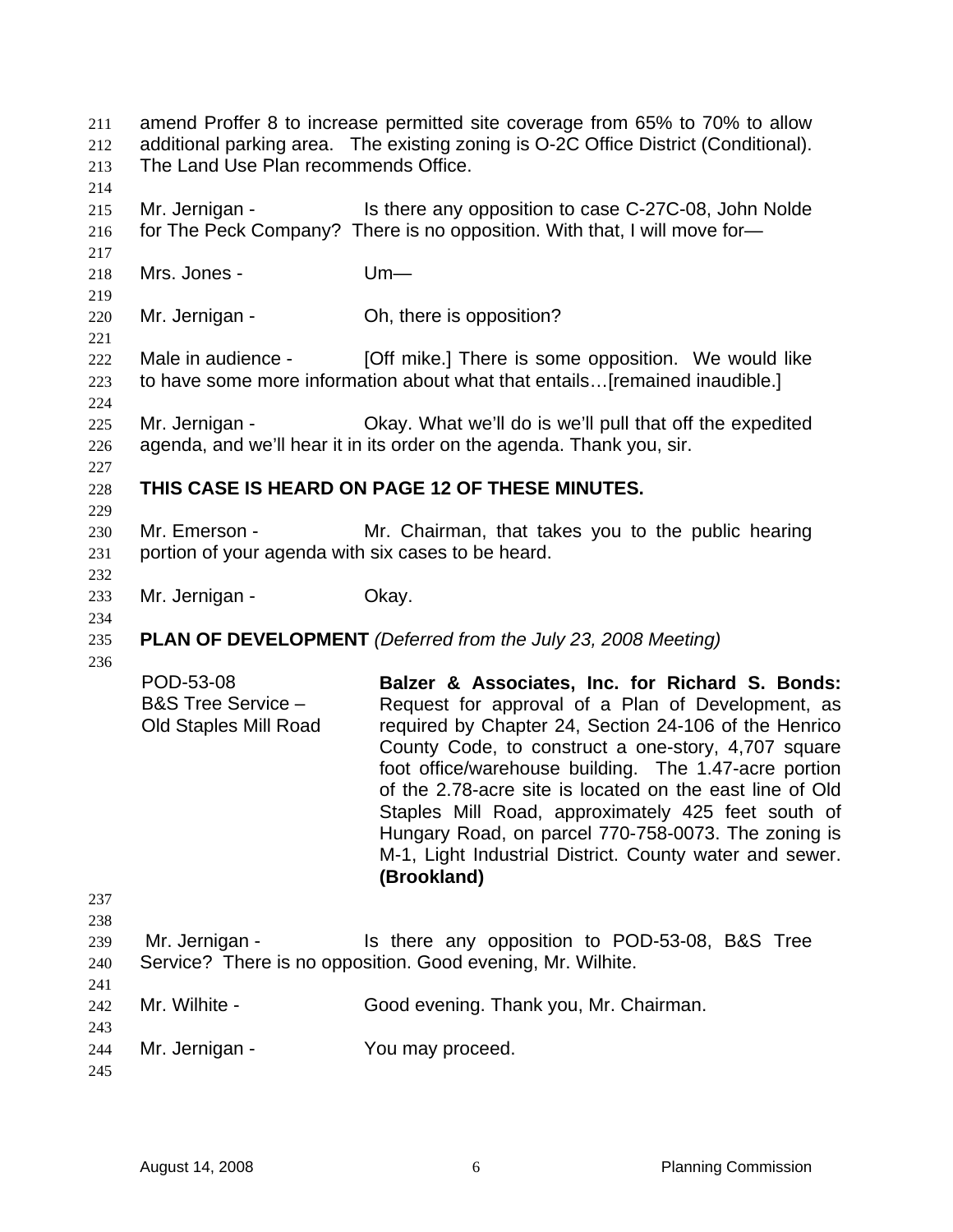amend Proffer 8 to increase permitted site coverage from 65% to 70% to allow additional parking area. The existing zoning is O-2C Office District (Conditional). The Land Use Plan recommends Office.

Mr. Jernigan - Is there any opposition to case C-27C-08, John Nolde for The Peck Company? There is no opposition. With that, I will move for—

Mrs. Jones - Um—

Mr. Jernigan - Oh, there is opposition?

Male in audience - [Off mike.] There is some opposition. We would like to have some more information about what that entails…[remained inaudible.]

Mr. Jernigan - Okay. What we'll do is we'll pull that off the expedited agenda, and we'll hear it in its order on the agenda. Thank you, sir.

**THIS CASE IS HEARD ON PAGE 12 OF THESE MINUTES.**

Mr. Emerson - Mr. Chairman, that takes you to the public hearing portion of your agenda with six cases to be heard.

Mr. Jernigan - Okay.

**PLAN OF DEVELOPMENT** *(Deferred from the July 23, 2008 Meeting)*

POD-53-08
B&S Tree Service – Old Staples Mill Road

**Balzer & Associates, Inc. for Richard S. Bonds:** Request for approval of a Plan of Development, as required by Chapter 24, Section 24-106 of the Henrico County Code, to construct a one-story, 4,707 square foot office/warehouse building. The 1.47-acre portion of the 2.78-acre site is located on the east line of Old Staples Mill Road, approximately 425 feet south of Hungary Road, on parcel 770-758-0073. The zoning is M-1, Light Industrial District. County water and sewer. **(Brookland)**

Mr. Jernigan - Is there any opposition to POD-53-08, B&S Tree Service? There is no opposition. Good evening, Mr. Wilhite.

Mr. Wilhite - Good evening. Thank you, Mr. Chairman.

Mr. Jernigan - You may proceed.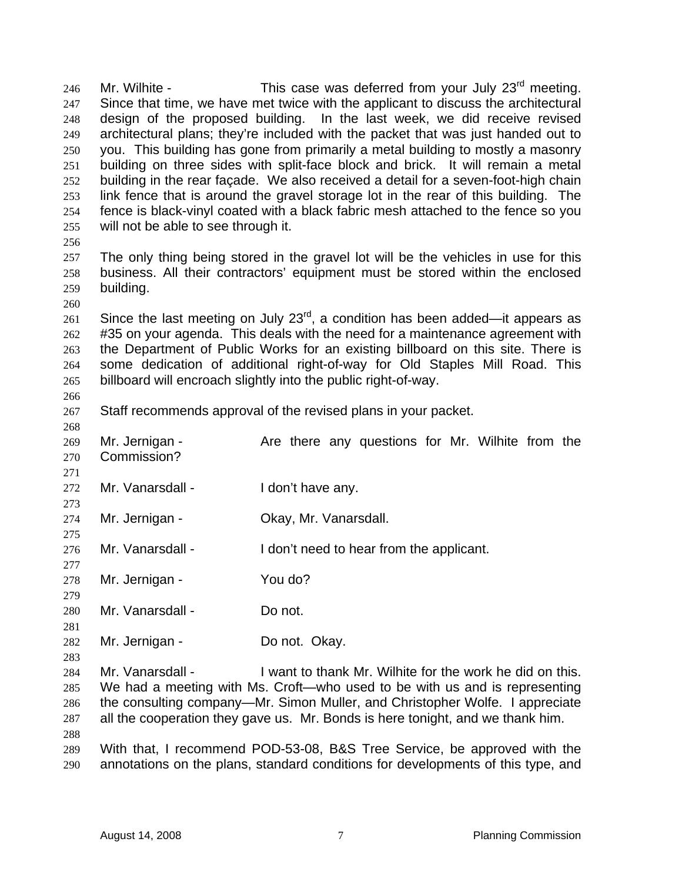Mr. Wilhite - This case was deferred from your July 23rd meeting. Since that time, we have met twice with the applicant to discuss the architectural design of the proposed building. In the last week, we did receive revised architectural plans; they're included with the packet that was just handed out to you. This building has gone from primarily a metal building to mostly a masonry building on three sides with split-face block and brick. It will remain a metal building in the rear façade. We also received a detail for a seven-foot-high chain link fence that is around the gravel storage lot in the rear of this building. The fence is black-vinyl coated with a black fabric mesh attached to the fence so you will not be able to see through it.

The only thing being stored in the gravel lot will be the vehicles in use for this business. All their contractors' equipment must be stored within the enclosed building.

Since the last meeting on July 23rd, a condition has been added—it appears as #35 on your agenda. This deals with the need for a maintenance agreement with the Department of Public Works for an existing billboard on this site. There is some dedication of additional right-of-way for Old Staples Mill Road. This billboard will encroach slightly into the public right-of-way.

Staff recommends approval of the revised plans in your packet.

Mr. Jernigan - Are there any questions for Mr. Wilhite from the Commission?

Mr. Vanarsdall - I don't have any.

Mr. Jernigan - Okay, Mr. Vanarsdall.

Mr. Vanarsdall - I don't need to hear from the applicant.

Mr. Jernigan - You do?

Mr. Vanarsdall - Do not.

Mr. Jernigan - Do not. Okay.

Mr. Vanarsdall - I want to thank Mr. Wilhite for the work he did on this. We had a meeting with Ms. Croft—who used to be with us and is representing the consulting company—Mr. Simon Muller, and Christopher Wolfe. I appreciate all the cooperation they gave us. Mr. Bonds is here tonight, and we thank him.

With that, I recommend POD-53-08, B&S Tree Service, be approved with the annotations on the plans, standard conditions for developments of this type, and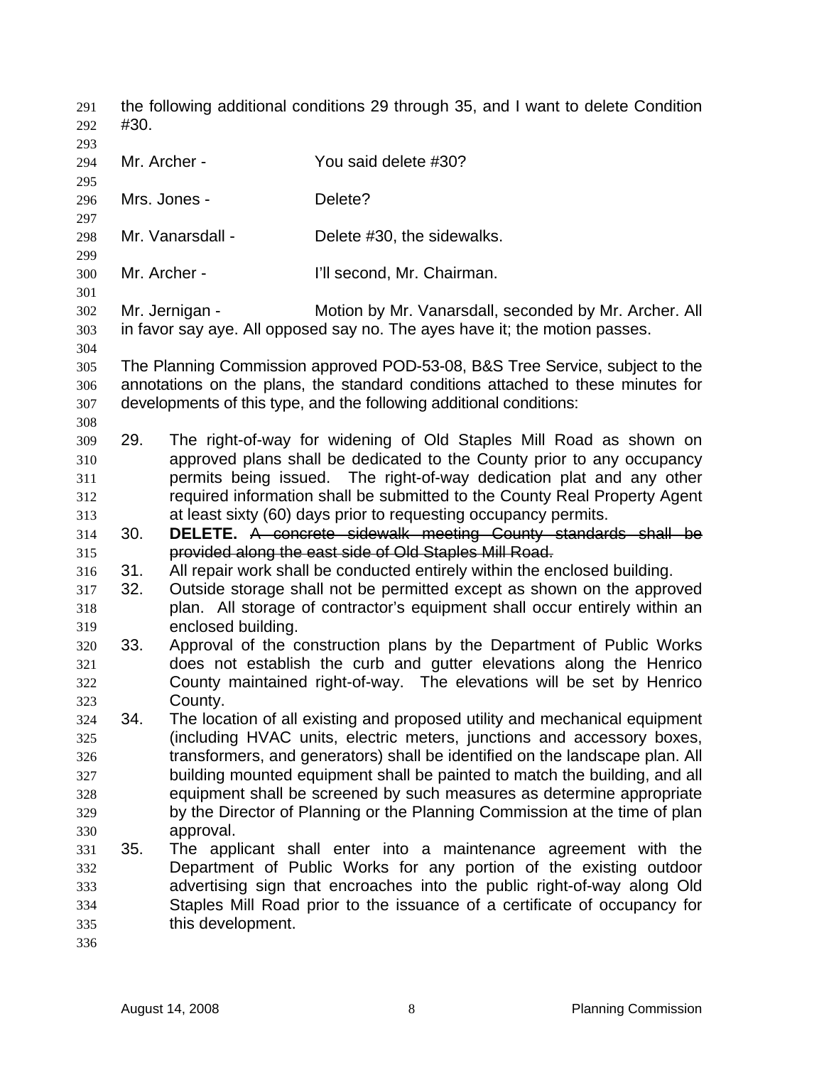the following additional conditions 29 through 35, and I want to delete Condition #30.

Mr. Archer - You said delete #30?

Mrs. Jones - Delete?

Mr. Vanarsdall - Delete #30, the sidewalks.

Mr. Archer - I'll second, Mr. Chairman.

Mr. Jernigan - Motion by Mr. Vanarsdall, seconded by Mr. Archer. All in favor say aye. All opposed say no. The ayes have it; the motion passes.

The Planning Commission approved POD-53-08, B&S Tree Service, subject to the annotations on the plans, the standard conditions attached to these minutes for developments of this type, and the following additional conditions:

29. The right-of-way for widening of Old Staples Mill Road as shown on approved plans shall be dedicated to the County prior to any occupancy permits being issued. The right-of-way dedication plat and any other required information shall be submitted to the County Real Property Agent at least sixty (60) days prior to requesting occupancy permits.
30. **DELETE.** ~~A concrete sidewalk meeting County standards shall be provided along the east side of Old Staples Mill Road.~~
31. All repair work shall be conducted entirely within the enclosed building.
32. Outside storage shall not be permitted except as shown on the approved plan. All storage of contractor's equipment shall occur entirely within an enclosed building.
33. Approval of the construction plans by the Department of Public Works does not establish the curb and gutter elevations along the Henrico County maintained right-of-way. The elevations will be set by Henrico County.
34. The location of all existing and proposed utility and mechanical equipment (including HVAC units, electric meters, junctions and accessory boxes, transformers, and generators) shall be identified on the landscape plan. All building mounted equipment shall be painted to match the building, and all equipment shall be screened by such measures as determine appropriate by the Director of Planning or the Planning Commission at the time of plan approval.
35. The applicant shall enter into a maintenance agreement with the Department of Public Works for any portion of the existing outdoor advertising sign that encroaches into the public right-of-way along Old Staples Mill Road prior to the issuance of a certificate of occupancy for this development.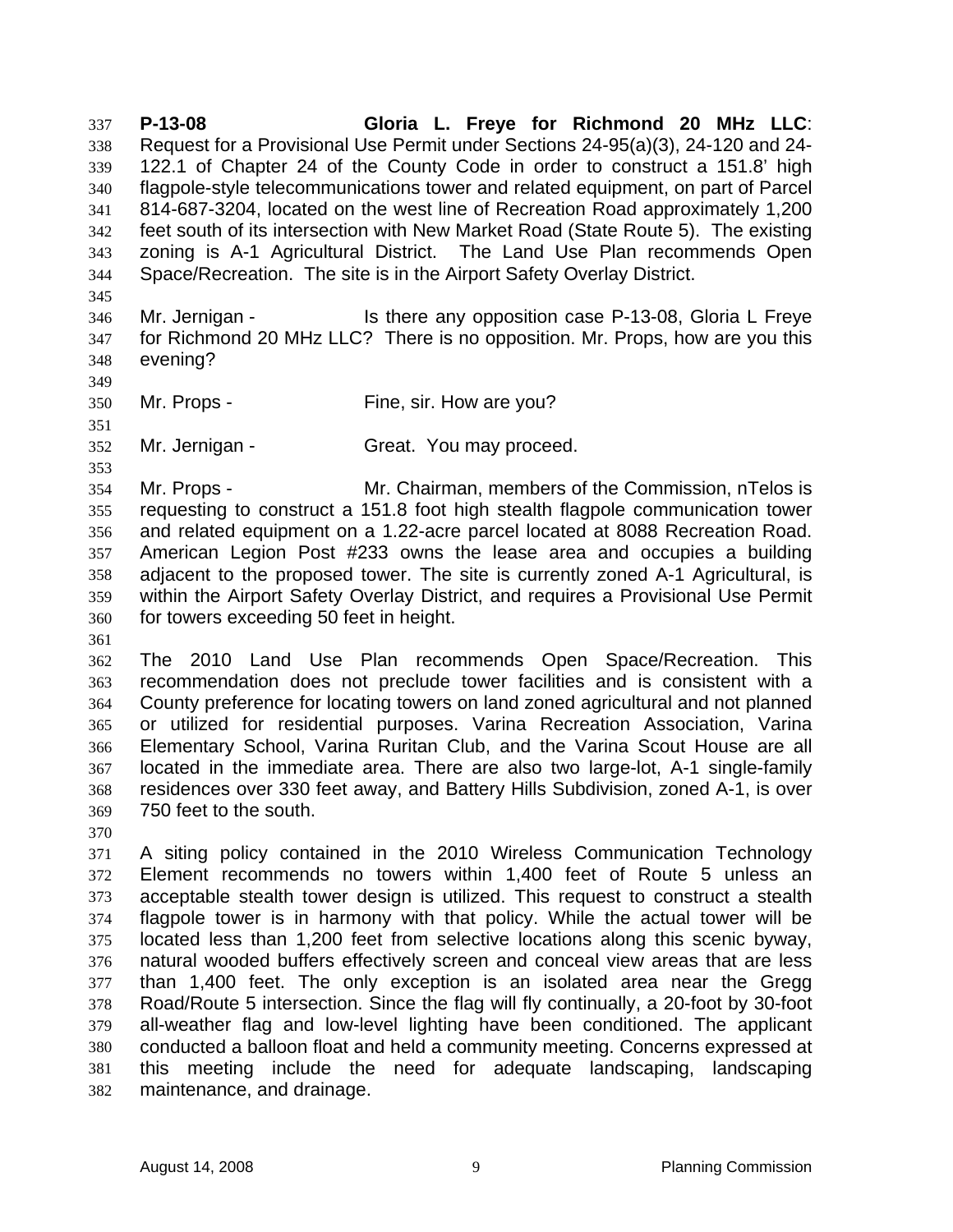**P-13-08 Gloria L. Freye for Richmond 20 MHz LLC**: Request for a Provisional Use Permit under Sections 24-95(a)(3), 24-120 and 24-122.1 of Chapter 24 of the County Code in order to construct a 151.8' high flagpole-style telecommunications tower and related equipment, on part of Parcel 814-687-3204, located on the west line of Recreation Road approximately 1,200 feet south of its intersection with New Market Road (State Route 5). The existing zoning is A-1 Agricultural District. The Land Use Plan recommends Open Space/Recreation. The site is in the Airport Safety Overlay District.

Mr. Jernigan - Is there any opposition case P-13-08, Gloria L Freye for Richmond 20 MHz LLC? There is no opposition. Mr. Props, how are you this evening?

Mr. Props - Fine, sir. How are you?

Mr. Jernigan - Great. You may proceed.

Mr. Props - Mr. Chairman, members of the Commission, nTelos is requesting to construct a 151.8 foot high stealth flagpole communication tower and related equipment on a 1.22-acre parcel located at 8088 Recreation Road. American Legion Post #233 owns the lease area and occupies a building adjacent to the proposed tower. The site is currently zoned A-1 Agricultural, is within the Airport Safety Overlay District, and requires a Provisional Use Permit for towers exceeding 50 feet in height.

The 2010 Land Use Plan recommends Open Space/Recreation. This recommendation does not preclude tower facilities and is consistent with a County preference for locating towers on land zoned agricultural and not planned or utilized for residential purposes. Varina Recreation Association, Varina Elementary School, Varina Ruritan Club, and the Varina Scout House are all located in the immediate area. There are also two large-lot, A-1 single-family residences over 330 feet away, and Battery Hills Subdivision, zoned A-1, is over 750 feet to the south.

A siting policy contained in the 2010 Wireless Communication Technology Element recommends no towers within 1,400 feet of Route 5 unless an acceptable stealth tower design is utilized. This request to construct a stealth flagpole tower is in harmony with that policy. While the actual tower will be located less than 1,200 feet from selective locations along this scenic byway, natural wooded buffers effectively screen and conceal view areas that are less than 1,400 feet. The only exception is an isolated area near the Gregg Road/Route 5 intersection. Since the flag will fly continually, a 20-foot by 30-foot all-weather flag and low-level lighting have been conditioned. The applicant conducted a balloon float and held a community meeting. Concerns expressed at this meeting include the need for adequate landscaping, landscaping maintenance, and drainage.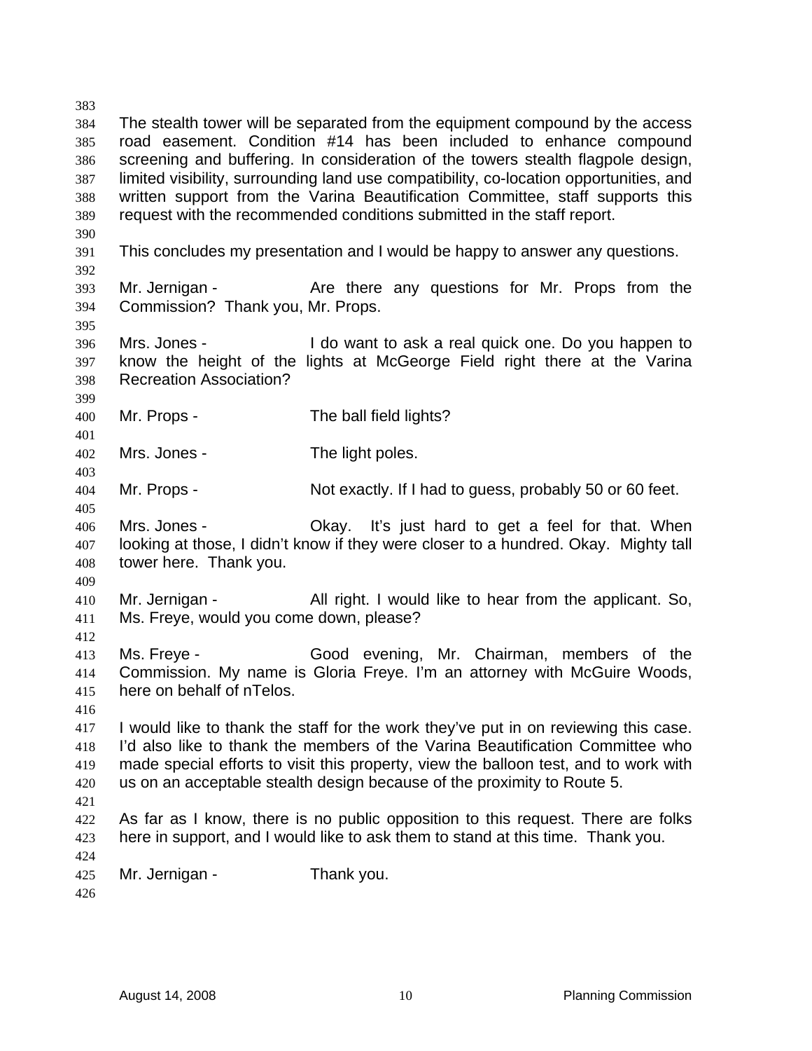The stealth tower will be separated from the equipment compound by the access road easement. Condition #14 has been included to enhance compound screening and buffering. In consideration of the towers stealth flagpole design, limited visibility, surrounding land use compatibility, co-location opportunities, and written support from the Varina Beautification Committee, staff supports this request with the recommended conditions submitted in the staff report.

This concludes my presentation and I would be happy to answer any questions.

Mr. Jernigan - Are there any questions for Mr. Props from the Commission? Thank you, Mr. Props.

Mrs. Jones - I do want to ask a real quick one. Do you happen to know the height of the lights at McGeorge Field right there at the Varina Recreation Association?

Mr. Props - The ball field lights?

Mrs. Jones - The light poles.

Mr. Props - Not exactly. If I had to guess, probably 50 or 60 feet.

Mrs. Jones - Okay. It's just hard to get a feel for that. When looking at those, I didn't know if they were closer to a hundred. Okay. Mighty tall tower here. Thank you.

Mr. Jernigan - All right. I would like to hear from the applicant. So, Ms. Freye, would you come down, please?

Ms. Freye - Good evening, Mr. Chairman, members of the Commission. My name is Gloria Freye. I'm an attorney with McGuire Woods, here on behalf of nTelos.

I would like to thank the staff for the work they've put in on reviewing this case. I'd also like to thank the members of the Varina Beautification Committee who made special efforts to visit this property, view the balloon test, and to work with us on an acceptable stealth design because of the proximity to Route 5.

As far as I know, there is no public opposition to this request. There are folks here in support, and I would like to ask them to stand at this time. Thank you.

Mr. Jernigan - Thank you.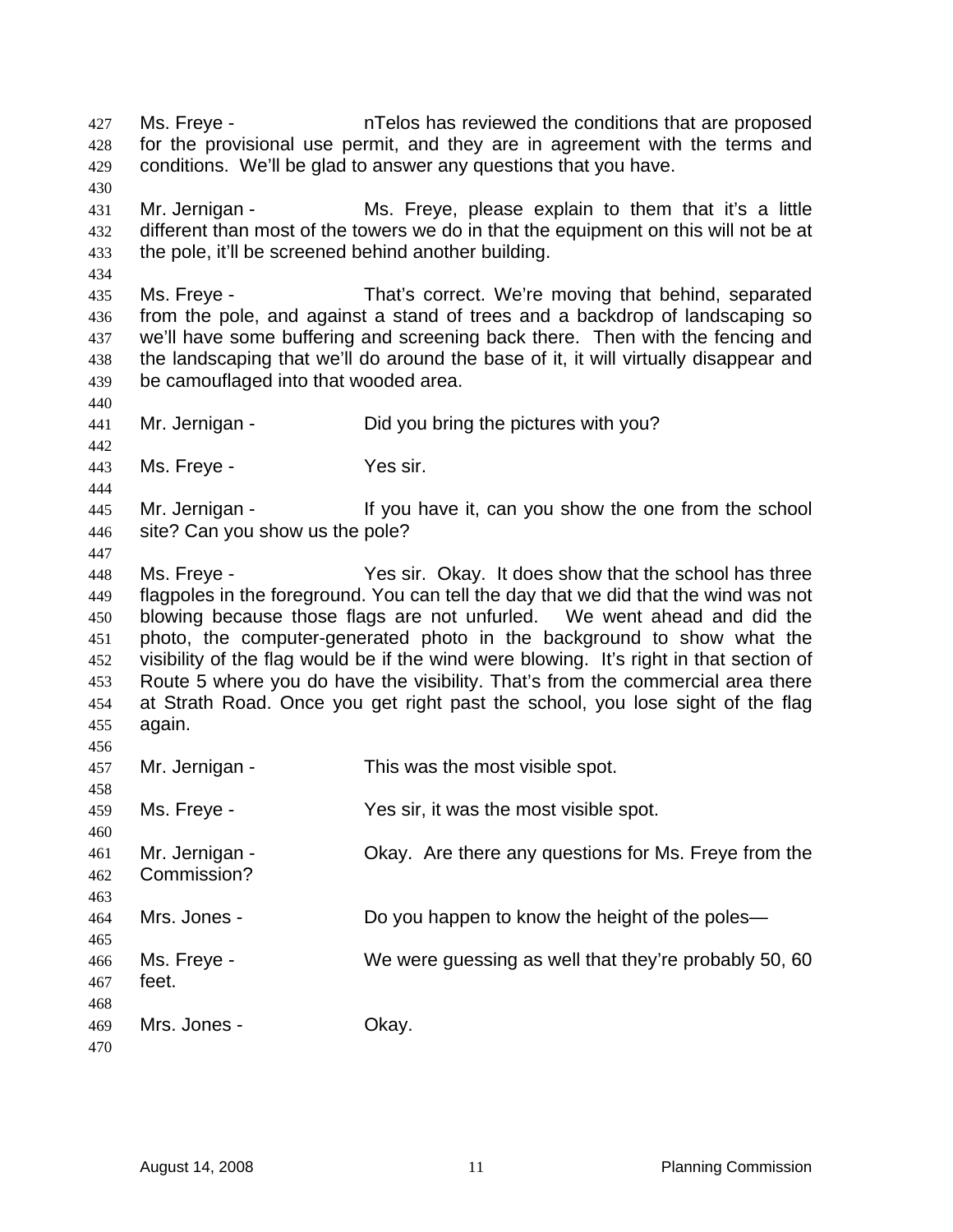Ms. Freye - nTelos has reviewed the conditions that are proposed for the provisional use permit, and they are in agreement with the terms and conditions. We'll be glad to answer any questions that you have.

Mr. Jernigan - Ms. Freye, please explain to them that it's a little different than most of the towers we do in that the equipment on this will not be at the pole, it'll be screened behind another building.

Ms. Freye - That's correct. We're moving that behind, separated from the pole, and against a stand of trees and a backdrop of landscaping so we'll have some buffering and screening back there. Then with the fencing and the landscaping that we'll do around the base of it, it will virtually disappear and be camouflaged into that wooded area.

Mr. Jernigan - Did you bring the pictures with you?

Ms. Freye - Yes sir.

Mr. Jernigan - If you have it, can you show the one from the school site? Can you show us the pole?

Ms. Freye - Yes sir. Okay. It does show that the school has three flagpoles in the foreground. You can tell the day that we did that the wind was not blowing because those flags are not unfurled. We went ahead and did the photo, the computer-generated photo in the background to show what the visibility of the flag would be if the wind were blowing. It's right in that section of Route 5 where you do have the visibility. That's from the commercial area there at Strath Road. Once you get right past the school, you lose sight of the flag again.

Mr. Jernigan - This was the most visible spot.

Ms. Freye - Yes sir, it was the most visible spot.

Mr. Jernigan - Okay. Are there any questions for Ms. Freye from the Commission?

Mrs. Jones - Do you happen to know the height of the poles—

Ms. Freye - We were guessing as well that they're probably 50, 60 feet.

Mrs. Jones - Okay.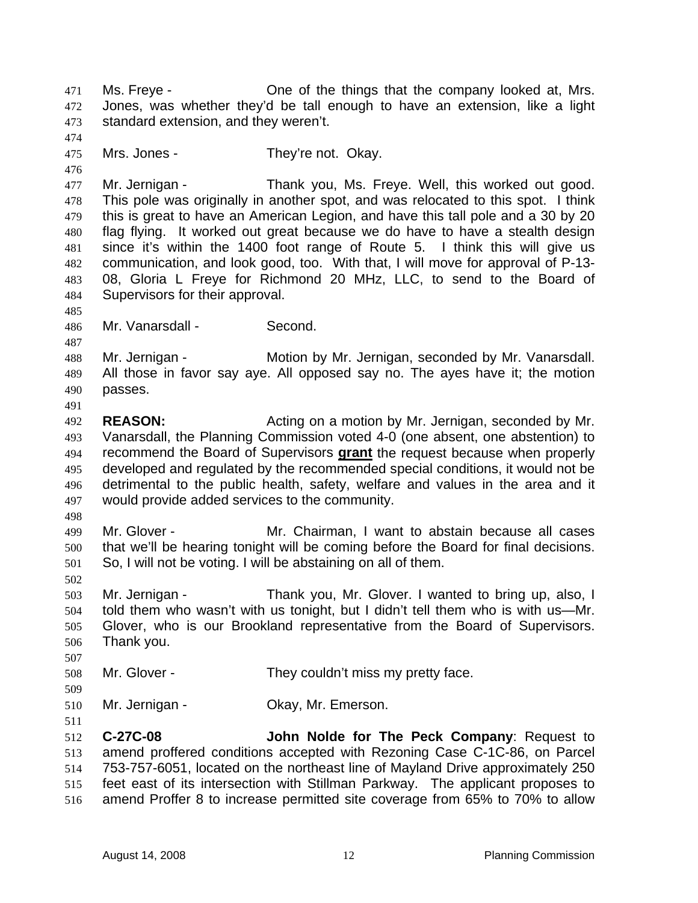Ms. Freye - One of the things that the company looked at, Mrs. Jones, was whether they'd be tall enough to have an extension, like a light standard extension, and they weren't.

Mrs. Jones - They're not. Okay.

Mr. Jernigan - Thank you, Ms. Freye. Well, this worked out good. This pole was originally in another spot, and was relocated to this spot. I think this is great to have an American Legion, and have this tall pole and a 30 by 20 flag flying. It worked out great because we do have to have a stealth design since it's within the 1400 foot range of Route 5. I think this will give us communication, and look good, too. With that, I will move for approval of P-13-08, Gloria L Freye for Richmond 20 MHz, LLC, to send to the Board of Supervisors for their approval.

Mr. Vanarsdall - Second.

Mr. Jernigan - Motion by Mr. Jernigan, seconded by Mr. Vanarsdall. All those in favor say aye. All opposed say no. The ayes have it; the motion passes.

**REASON:** Acting on a motion by Mr. Jernigan, seconded by Mr. Vanarsdall, the Planning Commission voted 4-0 (one absent, one abstention) to recommend the Board of Supervisors **grant** the request because when properly developed and regulated by the recommended special conditions, it would not be detrimental to the public health, safety, welfare and values in the area and it would provide added services to the community.

Mr. Glover - Mr. Chairman, I want to abstain because all cases that we'll be hearing tonight will be coming before the Board for final decisions. So, I will not be voting. I will be abstaining on all of them.

Mr. Jernigan - Thank you, Mr. Glover. I wanted to bring up, also, I told them who wasn't with us tonight, but I didn't tell them who is with us—Mr. Glover, who is our Brookland representative from the Board of Supervisors. Thank you.

Mr. Glover - They couldn't miss my pretty face.

Mr. Jernigan - Okay, Mr. Emerson.

**C-27C-08** **John Nolde for The Peck Company**: Request to amend proffered conditions accepted with Rezoning Case C-1C-86, on Parcel 753-757-6051, located on the northeast line of Mayland Drive approximately 250 feet east of its intersection with Stillman Parkway. The applicant proposes to amend Proffer 8 to increase permitted site coverage from 65% to 70% to allow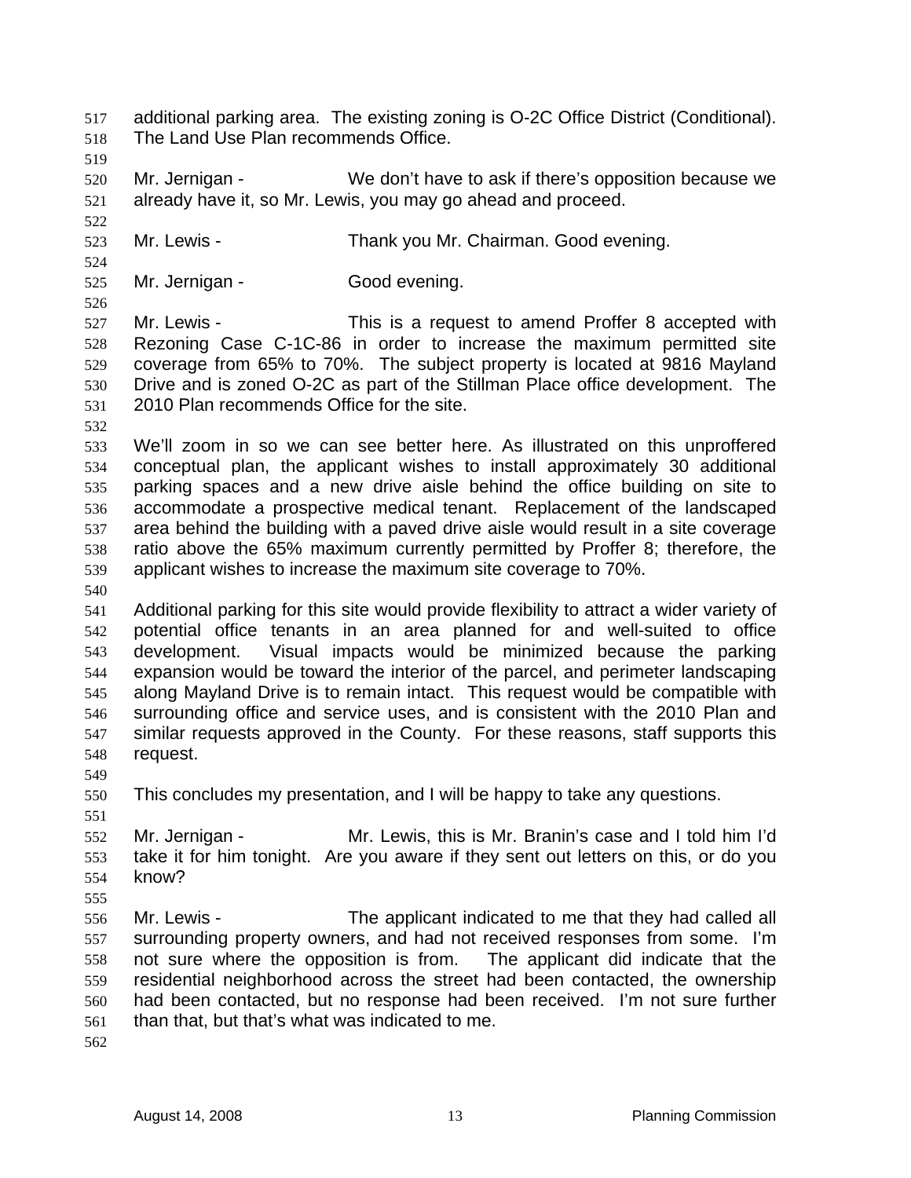additional parking area. The existing zoning is O-2C Office District (Conditional). The Land Use Plan recommends Office.

Mr. Jernigan - We don't have to ask if there's opposition because we already have it, so Mr. Lewis, you may go ahead and proceed.

Mr. Lewis - Thank you Mr. Chairman. Good evening.

Mr. Jernigan - Good evening.

Mr. Lewis - This is a request to amend Proffer 8 accepted with Rezoning Case C-1C-86 in order to increase the maximum permitted site coverage from 65% to 70%. The subject property is located at 9816 Mayland Drive and is zoned O-2C as part of the Stillman Place office development. The 2010 Plan recommends Office for the site.

We'll zoom in so we can see better here. As illustrated on this unproffered conceptual plan, the applicant wishes to install approximately 30 additional parking spaces and a new drive aisle behind the office building on site to accommodate a prospective medical tenant. Replacement of the landscaped area behind the building with a paved drive aisle would result in a site coverage ratio above the 65% maximum currently permitted by Proffer 8; therefore, the applicant wishes to increase the maximum site coverage to 70%.

Additional parking for this site would provide flexibility to attract a wider variety of potential office tenants in an area planned for and well-suited to office development. Visual impacts would be minimized because the parking expansion would be toward the interior of the parcel, and perimeter landscaping along Mayland Drive is to remain intact. This request would be compatible with surrounding office and service uses, and is consistent with the 2010 Plan and similar requests approved in the County. For these reasons, staff supports this request.

This concludes my presentation, and I will be happy to take any questions.

Mr. Jernigan - Mr. Lewis, this is Mr. Branin's case and I told him I'd take it for him tonight. Are you aware if they sent out letters on this, or do you know?

Mr. Lewis - The applicant indicated to me that they had called all surrounding property owners, and had not received responses from some. I'm not sure where the opposition is from. The applicant did indicate that the residential neighborhood across the street had been contacted, the ownership had been contacted, but no response had been received. I'm not sure further than that, but that's what was indicated to me.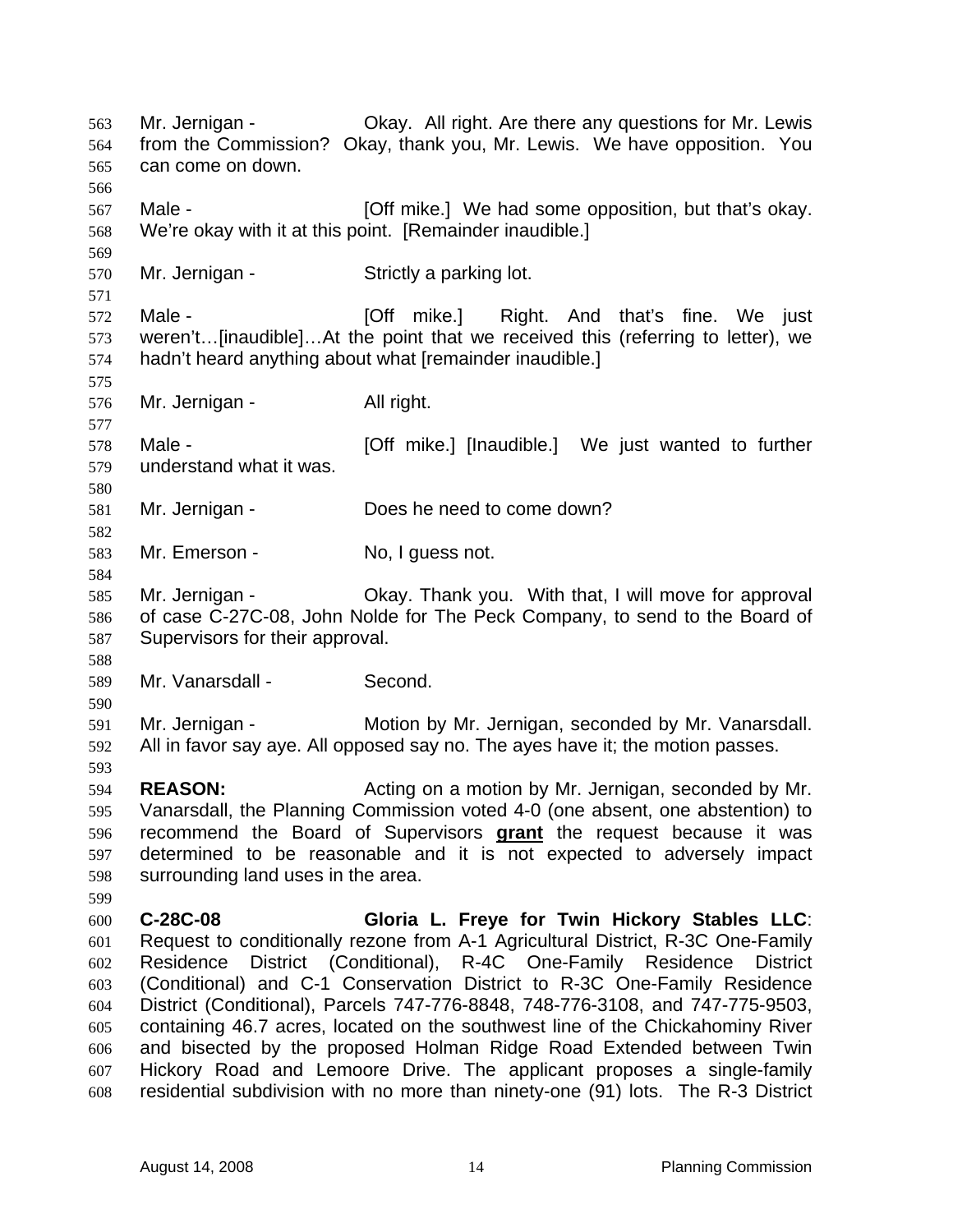Mr. Jernigan - Okay. All right. Are there any questions for Mr. Lewis from the Commission? Okay, thank you, Mr. Lewis. We have opposition. You can come on down.

Male - [Off mike.] We had some opposition, but that's okay. We're okay with it at this point. [Remainder inaudible.]

Mr. Jernigan - Strictly a parking lot.

Male - [Off mike.] Right. And that's fine. We just weren't…[inaudible]…At the point that we received this (referring to letter), we hadn't heard anything about what [remainder inaudible.]

Mr. Jernigan - All right.

Male - [Off mike.] [Inaudible.] We just wanted to further understand what it was.

Mr. Jernigan - Does he need to come down?

Mr. Emerson - No, I guess not.

Mr. Jernigan - Okay. Thank you. With that, I will move for approval of case C-27C-08, John Nolde for The Peck Company, to send to the Board of Supervisors for their approval.

Mr. Vanarsdall - Second.

Mr. Jernigan - Motion by Mr. Jernigan, seconded by Mr. Vanarsdall. All in favor say aye. All opposed say no. The ayes have it; the motion passes.

**REASON:** Acting on a motion by Mr. Jernigan, seconded by Mr. Vanarsdall, the Planning Commission voted 4-0 (one absent, one abstention) to recommend the Board of Supervisors **grant** the request because it was determined to be reasonable and it is not expected to adversely impact surrounding land uses in the area.

**C-28C-08** **Gloria L. Freye for Twin Hickory Stables LLC**: Request to conditionally rezone from A-1 Agricultural District, R-3C One-Family Residence District (Conditional), R-4C One-Family Residence District (Conditional) and C-1 Conservation District to R-3C One-Family Residence District (Conditional), Parcels 747-776-8848, 748-776-3108, and 747-775-9503, containing 46.7 acres, located on the southwest line of the Chickahominy River and bisected by the proposed Holman Ridge Road Extended between Twin Hickory Road and Lemoore Drive. The applicant proposes a single-family residential subdivision with no more than ninety-one (91) lots. The R-3 District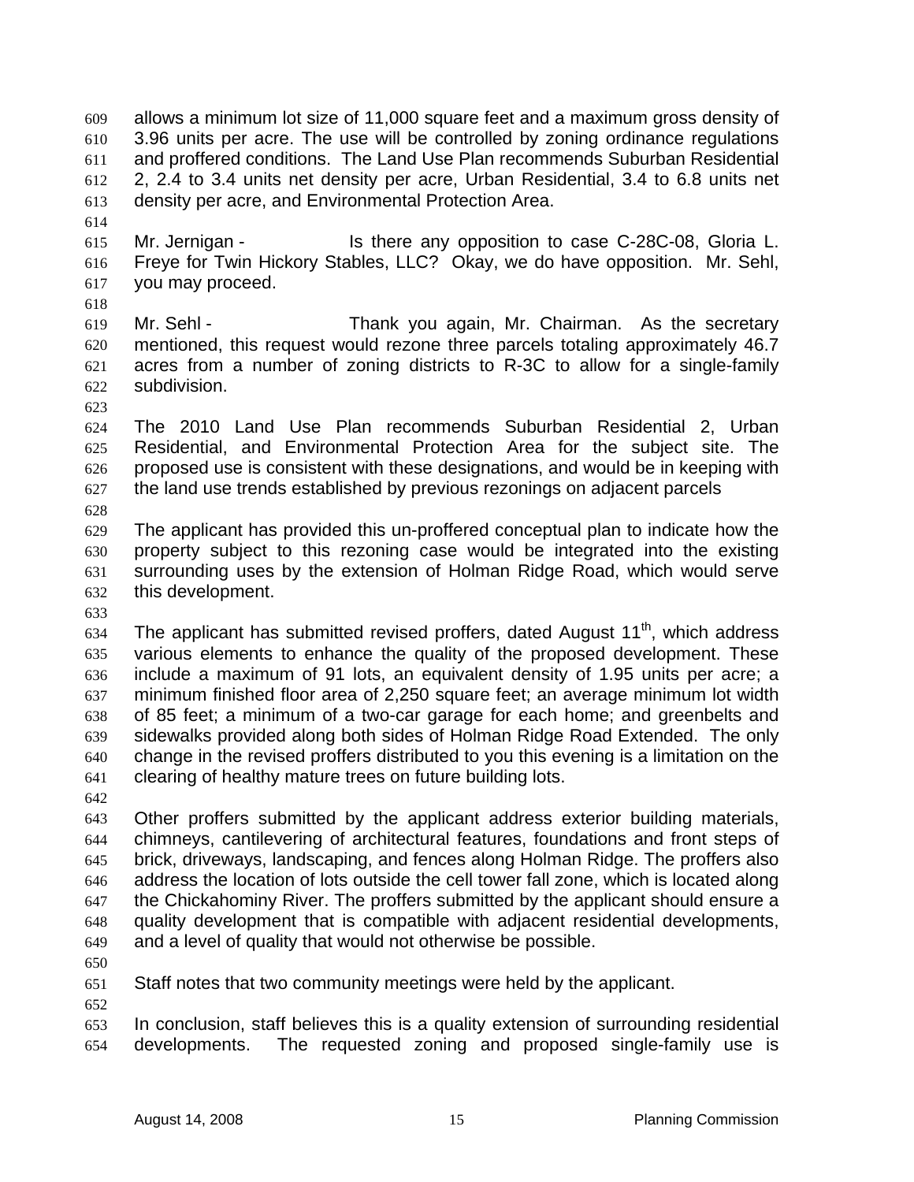allows a minimum lot size of 11,000 square feet and a maximum gross density of 3.96 units per acre. The use will be controlled by zoning ordinance regulations and proffered conditions. The Land Use Plan recommends Suburban Residential 2, 2.4 to 3.4 units net density per acre, Urban Residential, 3.4 to 6.8 units net density per acre, and Environmental Protection Area.

Mr. Jernigan - Is there any opposition to case C-28C-08, Gloria L. Freye for Twin Hickory Stables, LLC? Okay, we do have opposition. Mr. Sehl, you may proceed.

Mr. Sehl - Thank you again, Mr. Chairman. As the secretary mentioned, this request would rezone three parcels totaling approximately 46.7 acres from a number of zoning districts to R-3C to allow for a single-family subdivision.

The 2010 Land Use Plan recommends Suburban Residential 2, Urban Residential, and Environmental Protection Area for the subject site. The proposed use is consistent with these designations, and would be in keeping with the land use trends established by previous rezonings on adjacent parcels

The applicant has provided this un-proffered conceptual plan to indicate how the property subject to this rezoning case would be integrated into the existing surrounding uses by the extension of Holman Ridge Road, which would serve this development.

The applicant has submitted revised proffers, dated August 11th, which address various elements to enhance the quality of the proposed development. These include a maximum of 91 lots, an equivalent density of 1.95 units per acre; a minimum finished floor area of 2,250 square feet; an average minimum lot width of 85 feet; a minimum of a two-car garage for each home; and greenbelts and sidewalks provided along both sides of Holman Ridge Road Extended. The only change in the revised proffers distributed to you this evening is a limitation on the clearing of healthy mature trees on future building lots.

Other proffers submitted by the applicant address exterior building materials, chimneys, cantilevering of architectural features, foundations and front steps of brick, driveways, landscaping, and fences along Holman Ridge. The proffers also address the location of lots outside the cell tower fall zone, which is located along the Chickahominy River. The proffers submitted by the applicant should ensure a quality development that is compatible with adjacent residential developments, and a level of quality that would not otherwise be possible.

Staff notes that two community meetings were held by the applicant.

In conclusion, staff believes this is a quality extension of surrounding residential developments. The requested zoning and proposed single-family use is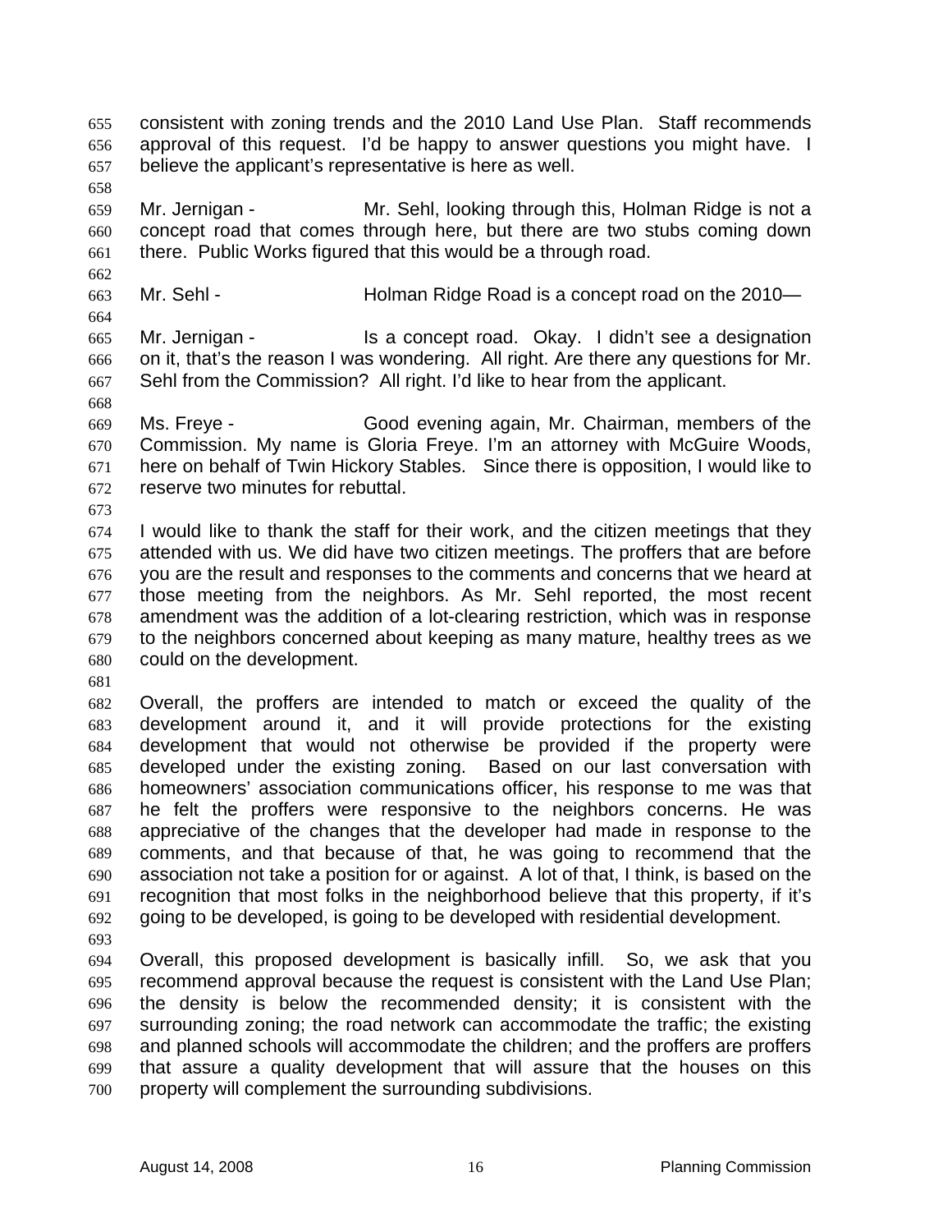consistent with zoning trends and the 2010 Land Use Plan. Staff recommends approval of this request. I'd be happy to answer questions you might have. I believe the applicant's representative is here as well.

Mr. Jernigan - Mr. Sehl, looking through this, Holman Ridge is not a concept road that comes through here, but there are two stubs coming down there. Public Works figured that this would be a through road.

Mr. Sehl - Holman Ridge Road is a concept road on the 2010—

Mr. Jernigan - Is a concept road. Okay. I didn't see a designation on it, that's the reason I was wondering. All right. Are there any questions for Mr. Sehl from the Commission? All right. I'd like to hear from the applicant.

Ms. Freye - Good evening again, Mr. Chairman, members of the Commission. My name is Gloria Freye. I'm an attorney with McGuire Woods, here on behalf of Twin Hickory Stables. Since there is opposition, I would like to reserve two minutes for rebuttal.

I would like to thank the staff for their work, and the citizen meetings that they attended with us. We did have two citizen meetings. The proffers that are before you are the result and responses to the comments and concerns that we heard at those meeting from the neighbors. As Mr. Sehl reported, the most recent amendment was the addition of a lot-clearing restriction, which was in response to the neighbors concerned about keeping as many mature, healthy trees as we could on the development.

Overall, the proffers are intended to match or exceed the quality of the development around it, and it will provide protections for the existing development that would not otherwise be provided if the property were developed under the existing zoning. Based on our last conversation with homeowners' association communications officer, his response to me was that he felt the proffers were responsive to the neighbors concerns. He was appreciative of the changes that the developer had made in response to the comments, and that because of that, he was going to recommend that the association not take a position for or against. A lot of that, I think, is based on the recognition that most folks in the neighborhood believe that this property, if it's going to be developed, is going to be developed with residential development.

Overall, this proposed development is basically infill. So, we ask that you recommend approval because the request is consistent with the Land Use Plan; the density is below the recommended density; it is consistent with the surrounding zoning; the road network can accommodate the traffic; the existing and planned schools will accommodate the children; and the proffers are proffers that assure a quality development that will assure that the houses on this property will complement the surrounding subdivisions.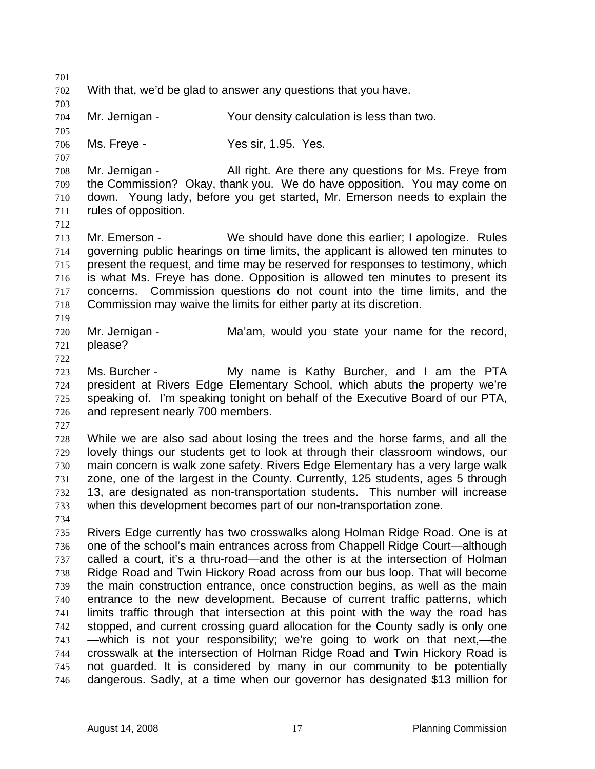With that, we'd be glad to answer any questions that you have.

Mr. Jernigan - Your density calculation is less than two.

Ms. Freye - Yes sir, 1.95. Yes.

Mr. Jernigan - All right. Are there any questions for Ms. Freye from the Commission? Okay, thank you. We do have opposition. You may come on down. Young lady, before you get started, Mr. Emerson needs to explain the rules of opposition.

Mr. Emerson - We should have done this earlier; I apologize. Rules governing public hearings on time limits, the applicant is allowed ten minutes to present the request, and time may be reserved for responses to testimony, which is what Ms. Freye has done. Opposition is allowed ten minutes to present its concerns. Commission questions do not count into the time limits, and the Commission may waive the limits for either party at its discretion.

Mr. Jernigan - Ma'am, would you state your name for the record, please?

Ms. Burcher - My name is Kathy Burcher, and I am the PTA president at Rivers Edge Elementary School, which abuts the property we're speaking of. I'm speaking tonight on behalf of the Executive Board of our PTA, and represent nearly 700 members.

While we are also sad about losing the trees and the horse farms, and all the lovely things our students get to look at through their classroom windows, our main concern is walk zone safety. Rivers Edge Elementary has a very large walk zone, one of the largest in the County. Currently, 125 students, ages 5 through 13, are designated as non-transportation students. This number will increase when this development becomes part of our non-transportation zone.

Rivers Edge currently has two crosswalks along Holman Ridge Road. One is at one of the school's main entrances across from Chappell Ridge Court—although called a court, it's a thru-road—and the other is at the intersection of Holman Ridge Road and Twin Hickory Road across from our bus loop. That will become the main construction entrance, once construction begins, as well as the main entrance to the new development. Because of current traffic patterns, which limits traffic through that intersection at this point with the way the road has stopped, and current crossing guard allocation for the County sadly is only one—which is not your responsibility; we're going to work on that next,—the crosswalk at the intersection of Holman Ridge Road and Twin Hickory Road is not guarded. It is considered by many in our community to be potentially dangerous. Sadly, at a time when our governor has designated $13 million for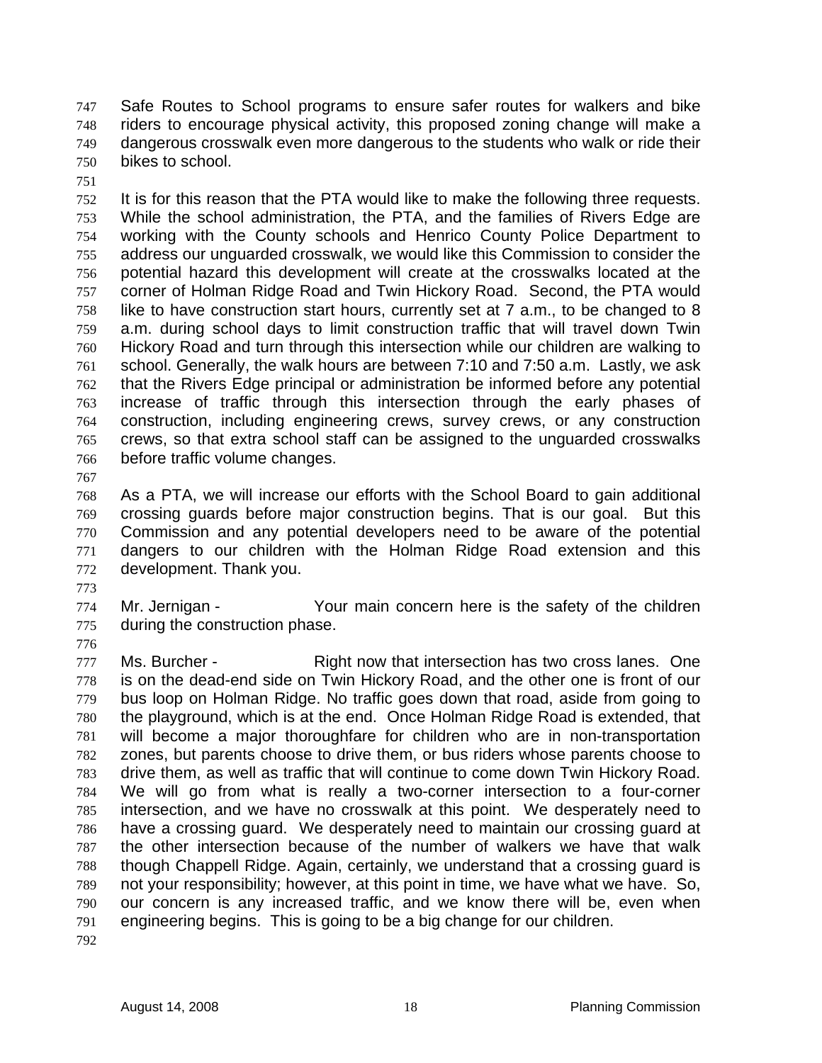Safe Routes to School programs to ensure safer routes for walkers and bike riders to encourage physical activity, this proposed zoning change will make a dangerous crosswalk even more dangerous to the students who walk or ride their bikes to school.

It is for this reason that the PTA would like to make the following three requests. While the school administration, the PTA, and the families of Rivers Edge are working with the County schools and Henrico County Police Department to address our unguarded crosswalk, we would like this Commission to consider the potential hazard this development will create at the crosswalks located at the corner of Holman Ridge Road and Twin Hickory Road. Second, the PTA would like to have construction start hours, currently set at 7 a.m., to be changed to 8 a.m. during school days to limit construction traffic that will travel down Twin Hickory Road and turn through this intersection while our children are walking to school. Generally, the walk hours are between 7:10 and 7:50 a.m. Lastly, we ask that the Rivers Edge principal or administration be informed before any potential increase of traffic through this intersection through the early phases of construction, including engineering crews, survey crews, or any construction crews, so that extra school staff can be assigned to the unguarded crosswalks before traffic volume changes.

As a PTA, we will increase our efforts with the School Board to gain additional crossing guards before major construction begins. That is our goal. But this Commission and any potential developers need to be aware of the potential dangers to our children with the Holman Ridge Road extension and this development. Thank you.

Mr. Jernigan - Your main concern here is the safety of the children during the construction phase.

Ms. Burcher - Right now that intersection has two cross lanes. One is on the dead-end side on Twin Hickory Road, and the other one is front of our bus loop on Holman Ridge. No traffic goes down that road, aside from going to the playground, which is at the end. Once Holman Ridge Road is extended, that will become a major thoroughfare for children who are in non-transportation zones, but parents choose to drive them, or bus riders whose parents choose to drive them, as well as traffic that will continue to come down Twin Hickory Road. We will go from what is really a two-corner intersection to a four-corner intersection, and we have no crosswalk at this point. We desperately need to have a crossing guard. We desperately need to maintain our crossing guard at the other intersection because of the number of walkers we have that walk though Chappell Ridge. Again, certainly, we understand that a crossing guard is not your responsibility; however, at this point in time, we have what we have. So, our concern is any increased traffic, and we know there will be, even when engineering begins. This is going to be a big change for our children.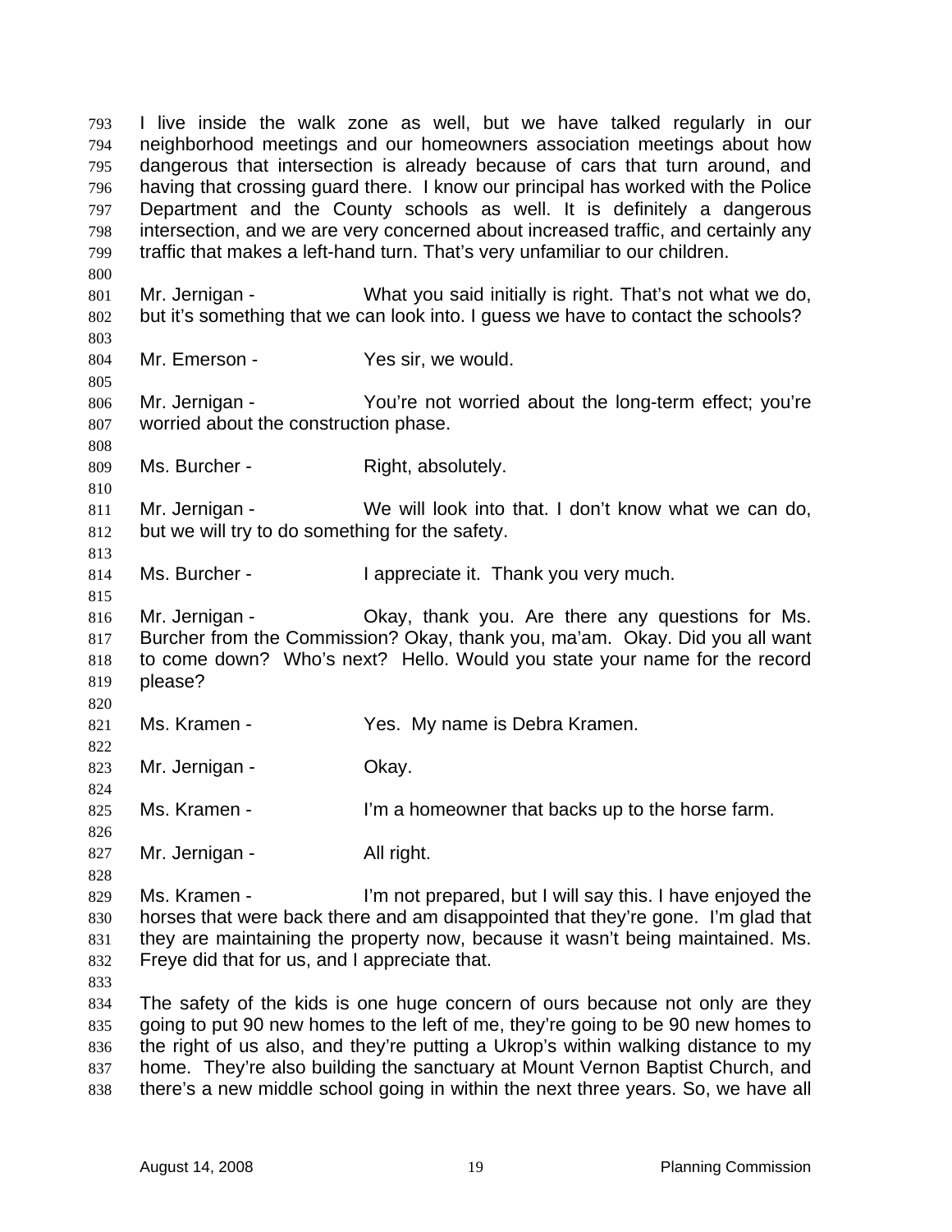I live inside the walk zone as well, but we have talked regularly in our neighborhood meetings and our homeowners association meetings about how dangerous that intersection is already because of cars that turn around, and having that crossing guard there. I know our principal has worked with the Police Department and the County schools as well. It is definitely a dangerous intersection, and we are very concerned about increased traffic, and certainly any traffic that makes a left-hand turn. That's very unfamiliar to our children.

Mr. Jernigan - What you said initially is right. That's not what we do, but it's something that we can look into. I guess we have to contact the schools?

Mr. Emerson - Yes sir, we would.

Mr. Jernigan - You're not worried about the long-term effect; you're worried about the construction phase.

Ms. Burcher - Right, absolutely.

Mr. Jernigan - We will look into that. I don't know what we can do, but we will try to do something for the safety.

Ms. Burcher - I appreciate it. Thank you very much.

Mr. Jernigan - Okay, thank you. Are there any questions for Ms. Burcher from the Commission? Okay, thank you, ma'am. Okay. Did you all want to come down? Who's next? Hello. Would you state your name for the record please?

Ms. Kramen - Yes. My name is Debra Kramen.

Mr. Jernigan - Okay.

Ms. Kramen - I'm a homeowner that backs up to the horse farm.

Mr. Jernigan - All right.

Ms. Kramen - I'm not prepared, but I will say this. I have enjoyed the horses that were back there and am disappointed that they're gone. I'm glad that they are maintaining the property now, because it wasn't being maintained. Ms. Freye did that for us, and I appreciate that.

The safety of the kids is one huge concern of ours because not only are they going to put 90 new homes to the left of me, they're going to be 90 new homes to the right of us also, and they're putting a Ukrop's within walking distance to my home. They're also building the sanctuary at Mount Vernon Baptist Church, and there's a new middle school going in within the next three years. So, we have all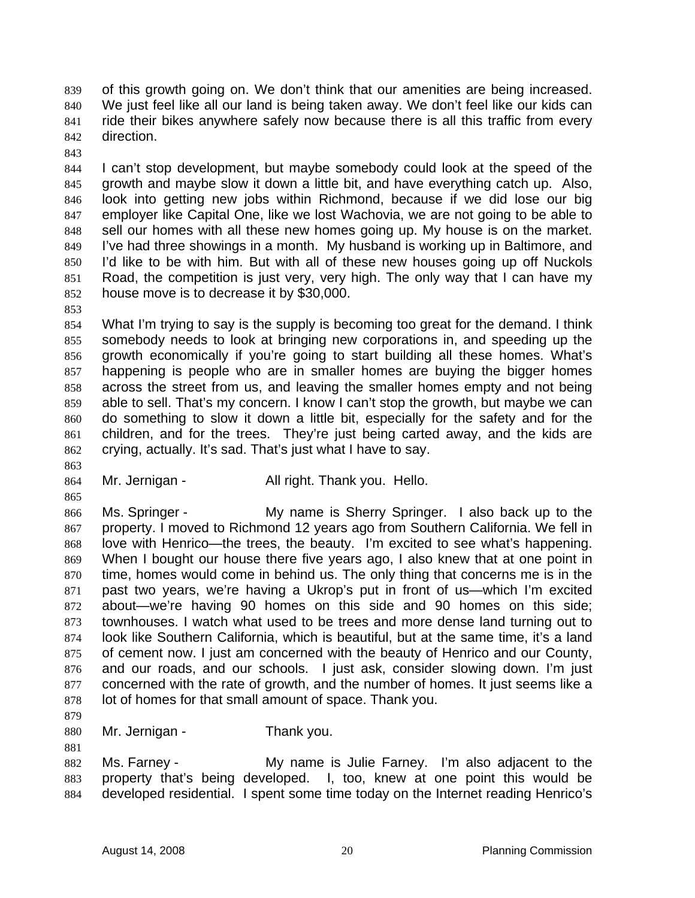of this growth going on. We don't think that our amenities are being increased. We just feel like all our land is being taken away. We don't feel like our kids can ride their bikes anywhere safely now because there is all this traffic from every direction.

I can't stop development, but maybe somebody could look at the speed of the growth and maybe slow it down a little bit, and have everything catch up. Also, look into getting new jobs within Richmond, because if we did lose our big employer like Capital One, like we lost Wachovia, we are not going to be able to sell our homes with all these new homes going up. My house is on the market. I've had three showings in a month. My husband is working up in Baltimore, and I'd like to be with him. But with all of these new houses going up off Nuckols Road, the competition is just very, very high. The only way that I can have my house move is to decrease it by $30,000.

What I'm trying to say is the supply is becoming too great for the demand. I think somebody needs to look at bringing new corporations in, and speeding up the growth economically if you're going to start building all these homes. What's happening is people who are in smaller homes are buying the bigger homes across the street from us, and leaving the smaller homes empty and not being able to sell. That's my concern. I know I can't stop the growth, but maybe we can do something to slow it down a little bit, especially for the safety and for the children, and for the trees. They're just being carted away, and the kids are crying, actually. It's sad. That's just what I have to say.

Mr. Jernigan - All right. Thank you. Hello.

Ms. Springer - My name is Sherry Springer. I also back up to the property. I moved to Richmond 12 years ago from Southern California. We fell in love with Henrico—the trees, the beauty. I'm excited to see what's happening. When I bought our house there five years ago, I also knew that at one point in time, homes would come in behind us. The only thing that concerns me is in the past two years, we're having a Ukrop's put in front of us—which I'm excited about—we're having 90 homes on this side and 90 homes on this side; townhouses. I watch what used to be trees and more dense land turning out to look like Southern California, which is beautiful, but at the same time, it's a land of cement now. I just am concerned with the beauty of Henrico and our County, and our roads, and our schools. I just ask, consider slowing down. I'm just concerned with the rate of growth, and the number of homes. It just seems like a lot of homes for that small amount of space. Thank you.

Mr. Jernigan - Thank you.

Ms. Farney - My name is Julie Farney. I'm also adjacent to the property that's being developed. I, too, knew at one point this would be developed residential. I spent some time today on the Internet reading Henrico's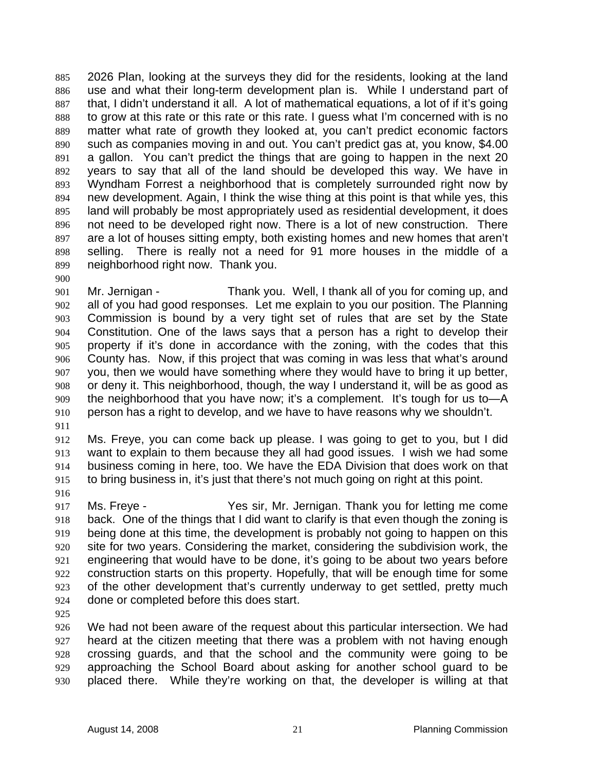2026 Plan, looking at the surveys they did for the residents, looking at the land use and what their long-term development plan is. While I understand part of that, I didn't understand it all. A lot of mathematical equations, a lot of if it's going to grow at this rate or this rate or this rate. I guess what I'm concerned with is no matter what rate of growth they looked at, you can't predict economic factors such as companies moving in and out. You can't predict gas at, you know, $4.00 a gallon. You can't predict the things that are going to happen in the next 20 years to say that all of the land should be developed this way. We have in Wyndham Forrest a neighborhood that is completely surrounded right now by new development. Again, I think the wise thing at this point is that while yes, this land will probably be most appropriately used as residential development, it does not need to be developed right now. There is a lot of new construction. There are a lot of houses sitting empty, both existing homes and new homes that aren't selling. There is really not a need for 91 more houses in the middle of a neighborhood right now. Thank you.

Mr. Jernigan - Thank you. Well, I thank all of you for coming up, and all of you had good responses. Let me explain to you our position. The Planning Commission is bound by a very tight set of rules that are set by the State Constitution. One of the laws says that a person has a right to develop their property if it's done in accordance with the zoning, with the codes that this County has. Now, if this project that was coming in was less that what's around you, then we would have something where they would have to bring it up better, or deny it. This neighborhood, though, the way I understand it, will be as good as the neighborhood that you have now; it's a complement. It's tough for us to—A person has a right to develop, and we have to have reasons why we shouldn't.

Ms. Freye, you can come back up please. I was going to get to you, but I did want to explain to them because they all had good issues. I wish we had some business coming in here, too. We have the EDA Division that does work on that to bring business in, it's just that there's not much going on right at this point.

Ms. Freye - Yes sir, Mr. Jernigan. Thank you for letting me come back. One of the things that I did want to clarify is that even though the zoning is being done at this time, the development is probably not going to happen on this site for two years. Considering the market, considering the subdivision work, the engineering that would have to be done, it's going to be about two years before construction starts on this property. Hopefully, that will be enough time for some of the other development that's currently underway to get settled, pretty much done or completed before this does start.

We had not been aware of the request about this particular intersection. We had heard at the citizen meeting that there was a problem with not having enough crossing guards, and that the school and the community were going to be approaching the School Board about asking for another school guard to be placed there. While they're working on that, the developer is willing at that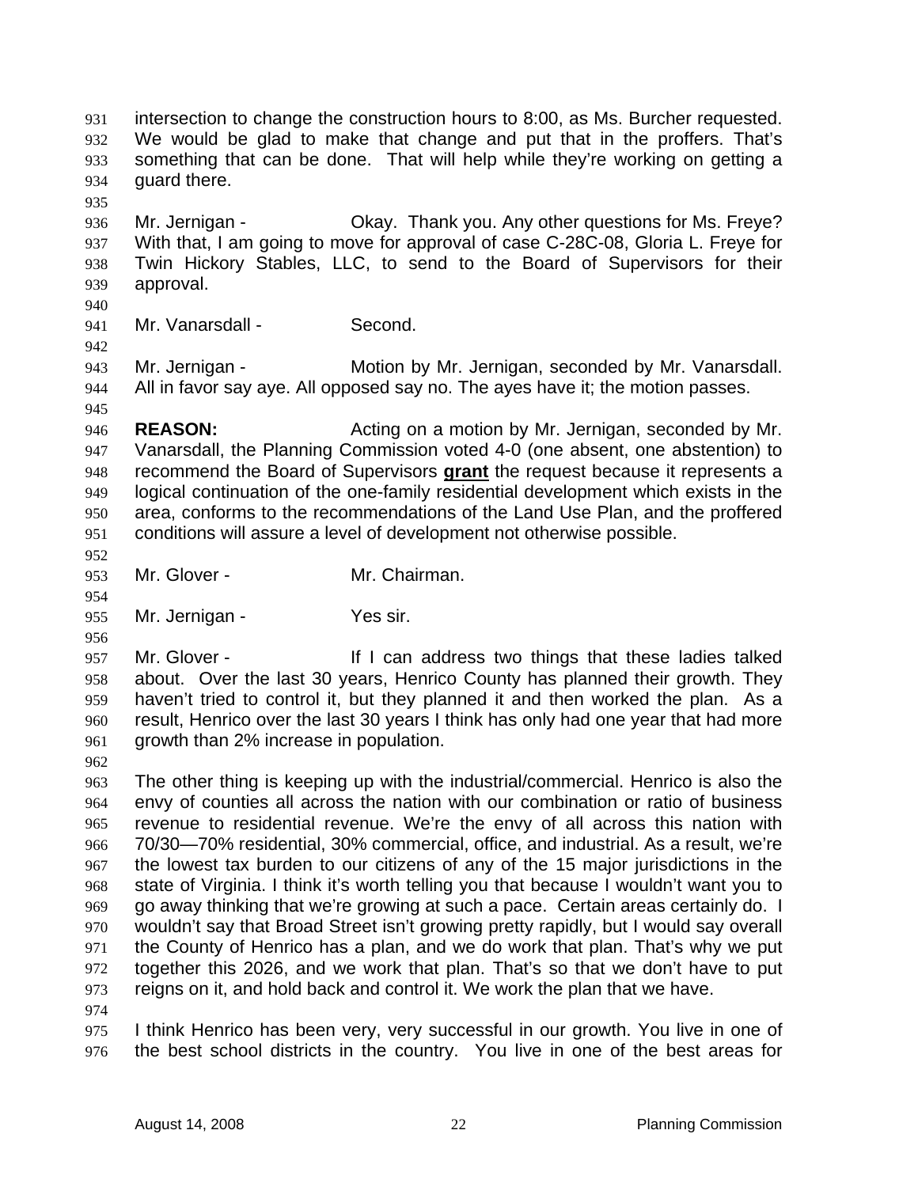intersection to change the construction hours to 8:00, as Ms. Burcher requested. We would be glad to make that change and put that in the proffers. That's something that can be done. That will help while they're working on getting a guard there.

Mr. Jernigan - Okay. Thank you. Any other questions for Ms. Freye? With that, I am going to move for approval of case C-28C-08, Gloria L. Freye for Twin Hickory Stables, LLC, to send to the Board of Supervisors for their approval.

Mr. Vanarsdall - Second.

Mr. Jernigan - Motion by Mr. Jernigan, seconded by Mr. Vanarsdall. All in favor say aye. All opposed say no. The ayes have it; the motion passes.

**REASON:** Acting on a motion by Mr. Jernigan, seconded by Mr. Vanarsdall, the Planning Commission voted 4-0 (one absent, one abstention) to recommend the Board of Supervisors **grant** the request because it represents a logical continuation of the one-family residential development which exists in the area, conforms to the recommendations of the Land Use Plan, and the proffered conditions will assure a level of development not otherwise possible.

Mr. Glover - Mr. Chairman.

Mr. Jernigan - Yes sir.

Mr. Glover - If I can address two things that these ladies talked about. Over the last 30 years, Henrico County has planned their growth. They haven't tried to control it, but they planned it and then worked the plan. As a result, Henrico over the last 30 years I think has only had one year that had more growth than 2% increase in population.

The other thing is keeping up with the industrial/commercial. Henrico is also the envy of counties all across the nation with our combination or ratio of business revenue to residential revenue. We're the envy of all across this nation with 70/30—70% residential, 30% commercial, office, and industrial. As a result, we're the lowest tax burden to our citizens of any of the 15 major jurisdictions in the state of Virginia. I think it's worth telling you that because I wouldn't want you to go away thinking that we're growing at such a pace. Certain areas certainly do. I wouldn't say that Broad Street isn't growing pretty rapidly, but I would say overall the County of Henrico has a plan, and we do work that plan. That's why we put together this 2026, and we work that plan. That's so that we don't have to put reigns on it, and hold back and control it. We work the plan that we have.

I think Henrico has been very, very successful in our growth. You live in one of the best school districts in the country. You live in one of the best areas for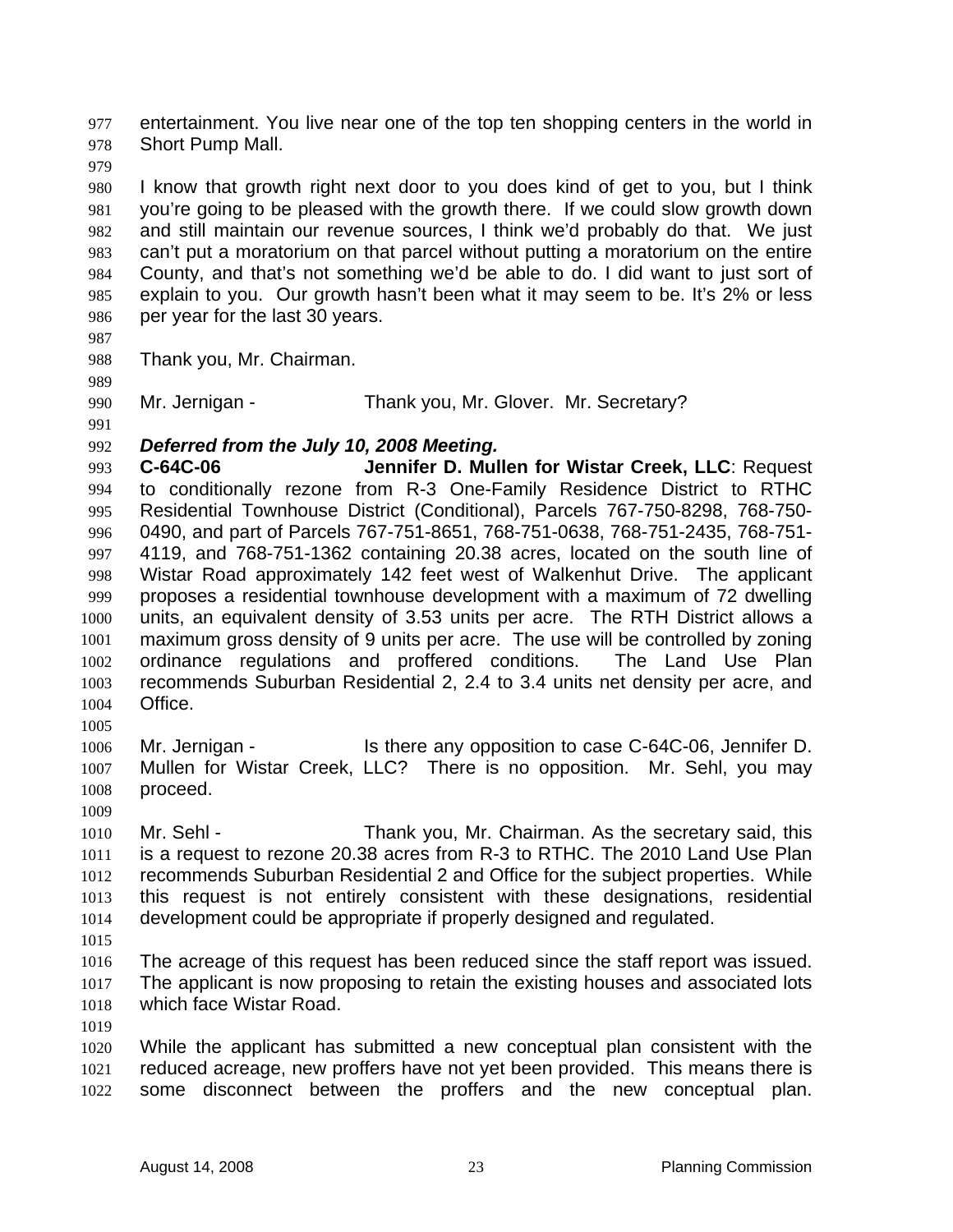entertainment. You live near one of the top ten shopping centers in the world in Short Pump Mall.

I know that growth right next door to you does kind of get to you, but I think you're going to be pleased with the growth there. If we could slow growth down and still maintain our revenue sources, I think we'd probably do that. We just can't put a moratorium on that parcel without putting a moratorium on the entire County, and that's not something we'd be able to do. I did want to just sort of explain to you. Our growth hasn't been what it may seem to be. It's 2% or less per year for the last 30 years.

Thank you, Mr. Chairman.

Mr. Jernigan - Thank you, Mr. Glover. Mr. Secretary?

***Deferred from the July 10, 2008 Meeting.***

**C-64C-06 Jennifer D. Mullen for Wistar Creek, LLC**: Request to conditionally rezone from R-3 One-Family Residence District to RTHC Residential Townhouse District (Conditional), Parcels 767-750-8298, 768-750-0490, and part of Parcels 767-751-8651, 768-751-0638, 768-751-2435, 768-751-4119, and 768-751-1362 containing 20.38 acres, located on the south line of Wistar Road approximately 142 feet west of Walkenhut Drive. The applicant proposes a residential townhouse development with a maximum of 72 dwelling units, an equivalent density of 3.53 units per acre. The RTH District allows a maximum gross density of 9 units per acre. The use will be controlled by zoning ordinance regulations and proffered conditions. The Land Use Plan recommends Suburban Residential 2, 2.4 to 3.4 units net density per acre, and Office.

Mr. Jernigan - Is there any opposition to case C-64C-06, Jennifer D. Mullen for Wistar Creek, LLC? There is no opposition. Mr. Sehl, you may proceed.

Mr. Sehl - Thank you, Mr. Chairman. As the secretary said, this is a request to rezone 20.38 acres from R-3 to RTHC. The 2010 Land Use Plan recommends Suburban Residential 2 and Office for the subject properties. While this request is not entirely consistent with these designations, residential development could be appropriate if properly designed and regulated.

The acreage of this request has been reduced since the staff report was issued. The applicant is now proposing to retain the existing houses and associated lots which face Wistar Road.

While the applicant has submitted a new conceptual plan consistent with the reduced acreage, new proffers have not yet been provided. This means there is some disconnect between the proffers and the new conceptual plan.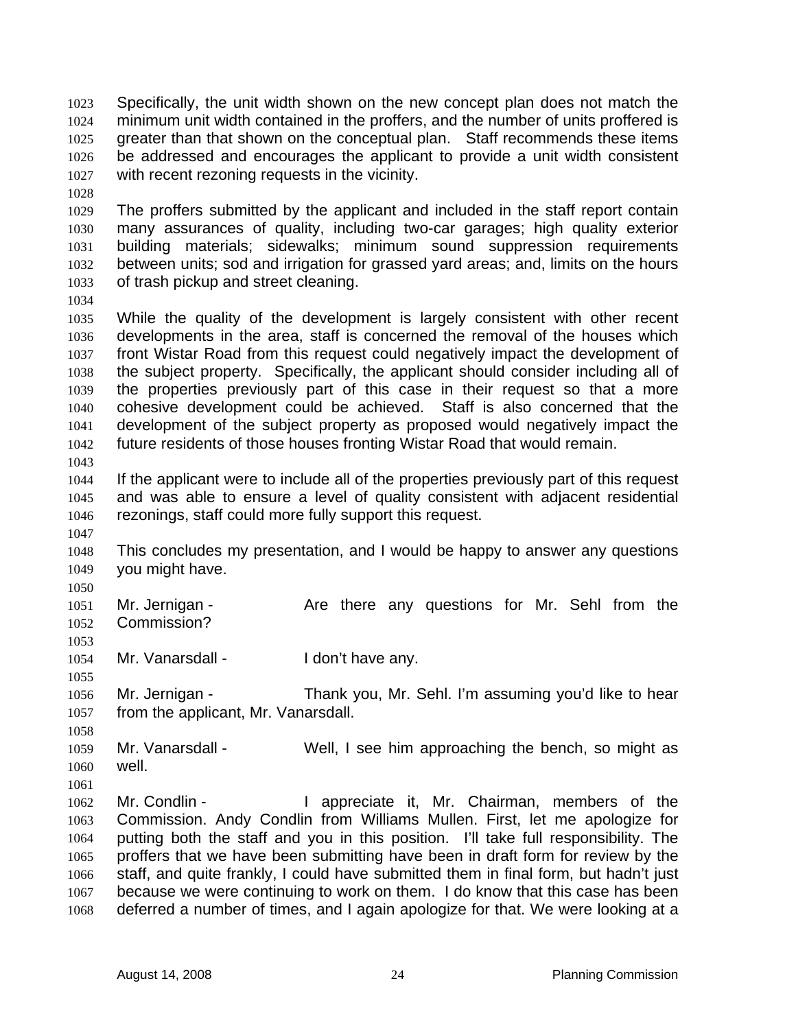Specifically, the unit width shown on the new concept plan does not match the minimum unit width contained in the proffers, and the number of units proffered is greater than that shown on the conceptual plan. Staff recommends these items be addressed and encourages the applicant to provide a unit width consistent with recent rezoning requests in the vicinity.

The proffers submitted by the applicant and included in the staff report contain many assurances of quality, including two-car garages; high quality exterior building materials; sidewalks; minimum sound suppression requirements between units; sod and irrigation for grassed yard areas; and, limits on the hours of trash pickup and street cleaning.

While the quality of the development is largely consistent with other recent developments in the area, staff is concerned the removal of the houses which front Wistar Road from this request could negatively impact the development of the subject property. Specifically, the applicant should consider including all of the properties previously part of this case in their request so that a more cohesive development could be achieved. Staff is also concerned that the development of the subject property as proposed would negatively impact the future residents of those houses fronting Wistar Road that would remain.

If the applicant were to include all of the properties previously part of this request and was able to ensure a level of quality consistent with adjacent residential rezonings, staff could more fully support this request.

This concludes my presentation, and I would be happy to answer any questions you might have.

Mr. Jernigan - Are there any questions for Mr. Sehl from the Commission?

Mr. Vanarsdall - I don't have any.

Mr. Jernigan - Thank you, Mr. Sehl. I'm assuming you'd like to hear from the applicant, Mr. Vanarsdall.

Mr. Vanarsdall - Well, I see him approaching the bench, so might as well.

Mr. Condlin - I appreciate it, Mr. Chairman, members of the Commission. Andy Condlin from Williams Mullen. First, let me apologize for putting both the staff and you in this position. I'll take full responsibility. The proffers that we have been submitting have been in draft form for review by the staff, and quite frankly, I could have submitted them in final form, but hadn't just because we were continuing to work on them. I do know that this case has been deferred a number of times, and I again apologize for that. We were looking at a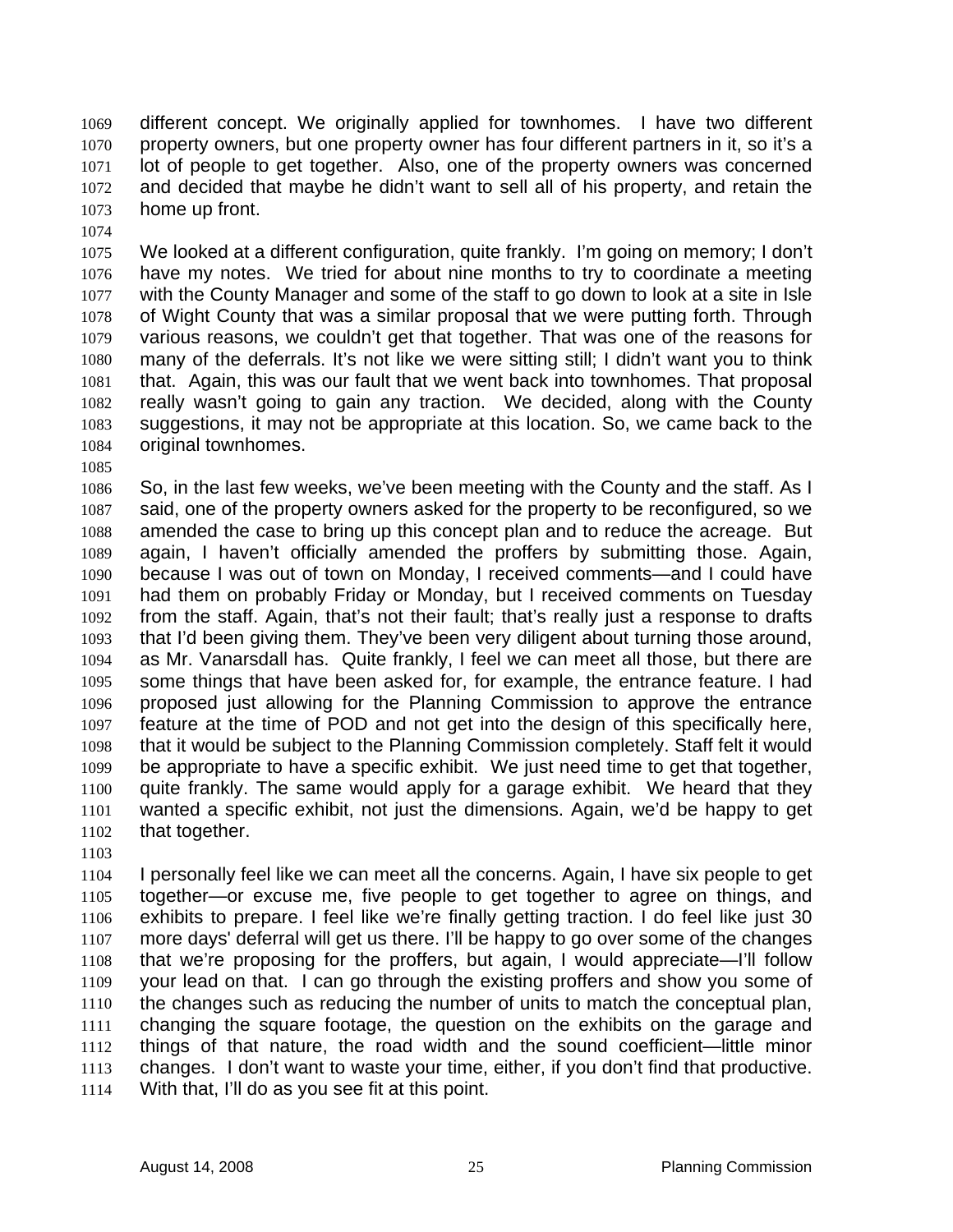different concept. We originally applied for townhomes. I have two different property owners, but one property owner has four different partners in it, so it's a lot of people to get together. Also, one of the property owners was concerned and decided that maybe he didn't want to sell all of his property, and retain the home up front.

We looked at a different configuration, quite frankly. I'm going on memory; I don't have my notes. We tried for about nine months to try to coordinate a meeting with the County Manager and some of the staff to go down to look at a site in Isle of Wight County that was a similar proposal that we were putting forth. Through various reasons, we couldn't get that together. That was one of the reasons for many of the deferrals. It's not like we were sitting still; I didn't want you to think that. Again, this was our fault that we went back into townhomes. That proposal really wasn't going to gain any traction. We decided, along with the County suggestions, it may not be appropriate at this location. So, we came back to the original townhomes.

So, in the last few weeks, we've been meeting with the County and the staff. As I said, one of the property owners asked for the property to be reconfigured, so we amended the case to bring up this concept plan and to reduce the acreage. But again, I haven't officially amended the proffers by submitting those. Again, because I was out of town on Monday, I received comments—and I could have had them on probably Friday or Monday, but I received comments on Tuesday from the staff. Again, that's not their fault; that's really just a response to drafts that I'd been giving them. They've been very diligent about turning those around, as Mr. Vanarsdall has. Quite frankly, I feel we can meet all those, but there are some things that have been asked for, for example, the entrance feature. I had proposed just allowing for the Planning Commission to approve the entrance feature at the time of POD and not get into the design of this specifically here, that it would be subject to the Planning Commission completely. Staff felt it would be appropriate to have a specific exhibit. We just need time to get that together, quite frankly. The same would apply for a garage exhibit. We heard that they wanted a specific exhibit, not just the dimensions. Again, we'd be happy to get that together.

I personally feel like we can meet all the concerns. Again, I have six people to get together—or excuse me, five people to get together to agree on things, and exhibits to prepare. I feel like we're finally getting traction. I do feel like just 30 more days' deferral will get us there. I'll be happy to go over some of the changes that we're proposing for the proffers, but again, I would appreciate—I'll follow your lead on that. I can go through the existing proffers and show you some of the changes such as reducing the number of units to match the conceptual plan, changing the square footage, the question on the exhibits on the garage and things of that nature, the road width and the sound coefficient—little minor changes. I don't want to waste your time, either, if you don't find that productive. With that, I'll do as you see fit at this point.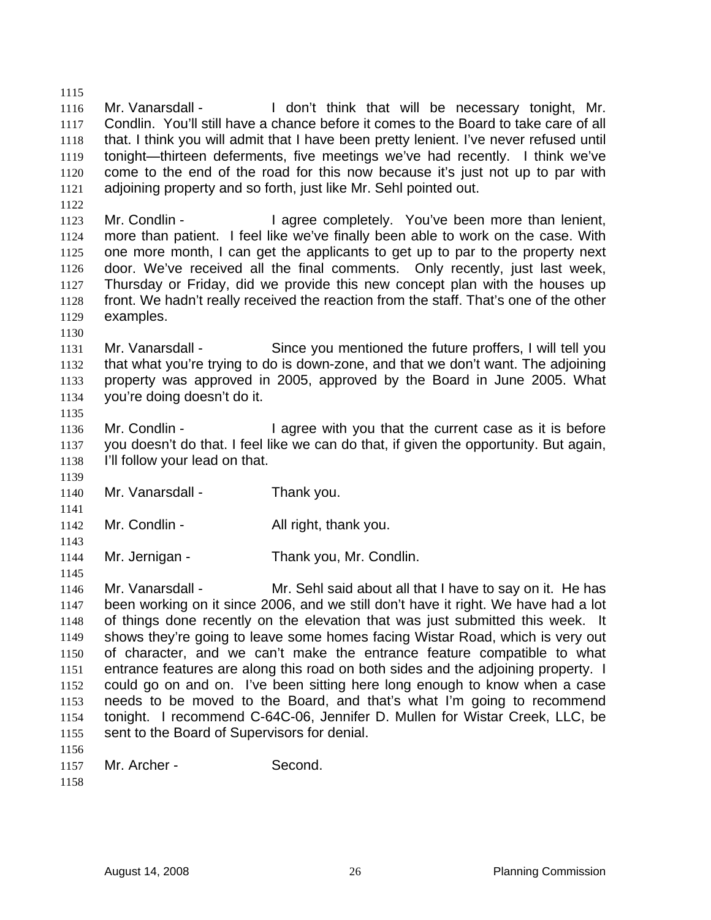Mr. Vanarsdall - I don't think that will be necessary tonight, Mr. Condlin. You'll still have a chance before it comes to the Board to take care of all that. I think you will admit that I have been pretty lenient. I've never refused until tonight—thirteen deferments, five meetings we've had recently. I think we've come to the end of the road for this now because it's just not up to par with adjoining property and so forth, just like Mr. Sehl pointed out.

Mr. Condlin - I agree completely. You've been more than lenient, more than patient. I feel like we've finally been able to work on the case. With one more month, I can get the applicants to get up to par to the property next door. We've received all the final comments. Only recently, just last week, Thursday or Friday, did we provide this new concept plan with the houses up front. We hadn't really received the reaction from the staff. That's one of the other examples.

Mr. Vanarsdall - Since you mentioned the future proffers, I will tell you that what you're trying to do is down-zone, and that we don't want. The adjoining property was approved in 2005, approved by the Board in June 2005. What you're doing doesn't do it.

Mr. Condlin - I agree with you that the current case as it is before you doesn't do that. I feel like we can do that, if given the opportunity. But again, I'll follow your lead on that.

Mr. Vanarsdall - Thank you.

Mr. Condlin - All right, thank you.

Mr. Jernigan - Thank you, Mr. Condlin.

Mr. Vanarsdall - Mr. Sehl said about all that I have to say on it. He has been working on it since 2006, and we still don't have it right. We have had a lot of things done recently on the elevation that was just submitted this week. It shows they're going to leave some homes facing Wistar Road, which is very out of character, and we can't make the entrance feature compatible to what entrance features are along this road on both sides and the adjoining property. I could go on and on. I've been sitting here long enough to know when a case needs to be moved to the Board, and that's what I'm going to recommend tonight. I recommend C-64C-06, Jennifer D. Mullen for Wistar Creek, LLC, be sent to the Board of Supervisors for denial.

Mr. Archer - Second.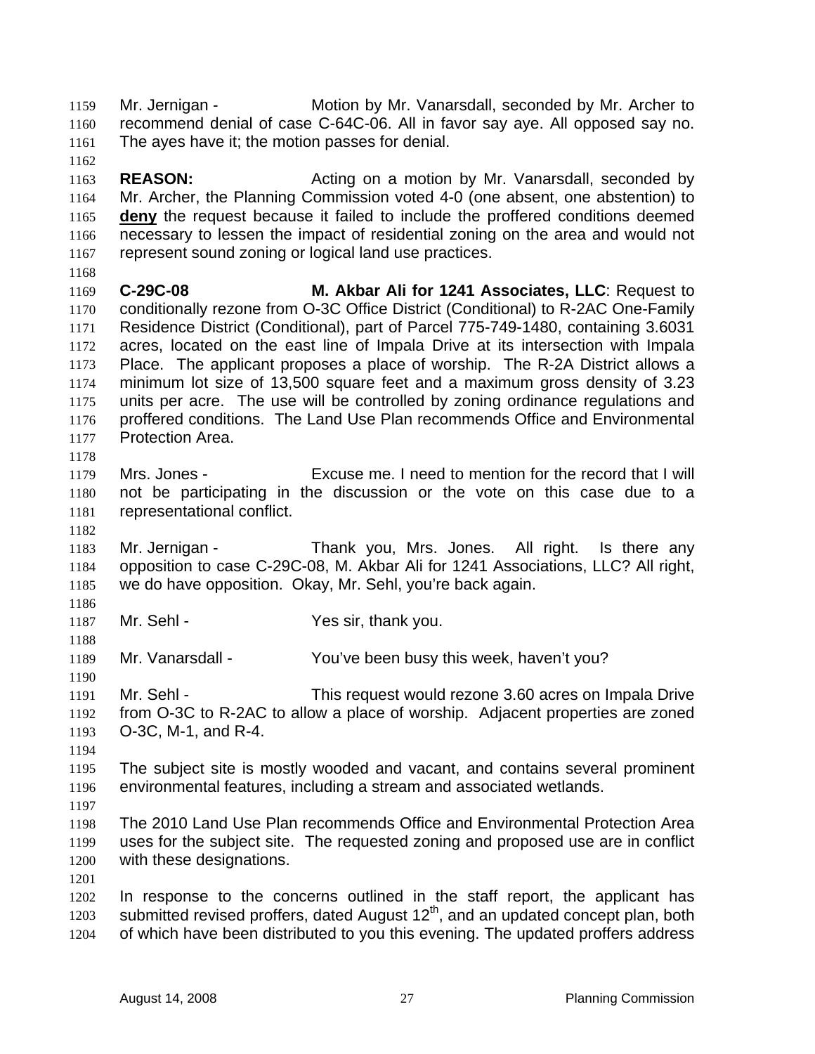Mr. Jernigan - Motion by Mr. Vanarsdall, seconded by Mr. Archer to recommend denial of case C-64C-06. All in favor say aye. All opposed say no. The ayes have it; the motion passes for denial.

**REASON:** Acting on a motion by Mr. Vanarsdall, seconded by Mr. Archer, the Planning Commission voted 4-0 (one absent, one abstention) to **deny** the request because it failed to include the proffered conditions deemed necessary to lessen the impact of residential zoning on the area and would not represent sound zoning or logical land use practices.

**C-29C-08 M. Akbar Ali for 1241 Associates, LLC**: Request to conditionally rezone from O-3C Office District (Conditional) to R-2AC One-Family Residence District (Conditional), part of Parcel 775-749-1480, containing 3.6031 acres, located on the east line of Impala Drive at its intersection with Impala Place. The applicant proposes a place of worship. The R-2A District allows a minimum lot size of 13,500 square feet and a maximum gross density of 3.23 units per acre. The use will be controlled by zoning ordinance regulations and proffered conditions. The Land Use Plan recommends Office and Environmental Protection Area.

Mrs. Jones - Excuse me. I need to mention for the record that I will not be participating in the discussion or the vote on this case due to a representational conflict.

Mr. Jernigan - Thank you, Mrs. Jones. All right. Is there any opposition to case C-29C-08, M. Akbar Ali for 1241 Associations, LLC? All right, we do have opposition. Okay, Mr. Sehl, you're back again.

Mr. Sehl - Yes sir, thank you.

Mr. Vanarsdall - You've been busy this week, haven't you?

Mr. Sehl - This request would rezone 3.60 acres on Impala Drive from O-3C to R-2AC to allow a place of worship. Adjacent properties are zoned O-3C, M-1, and R-4.

The subject site is mostly wooded and vacant, and contains several prominent environmental features, including a stream and associated wetlands.

The 2010 Land Use Plan recommends Office and Environmental Protection Area uses for the subject site. The requested zoning and proposed use are in conflict with these designations.

In response to the concerns outlined in the staff report, the applicant has submitted revised proffers, dated August 12th, and an updated concept plan, both of which have been distributed to you this evening. The updated proffers address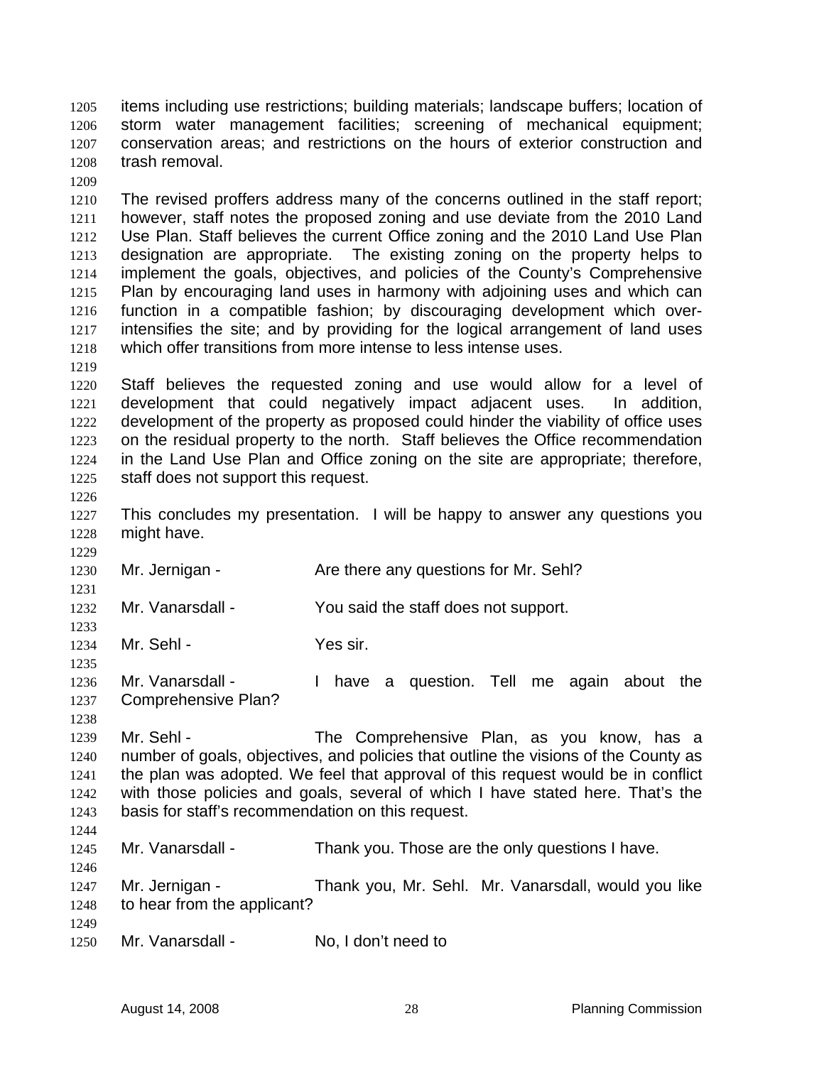items including use restrictions; building materials; landscape buffers; location of storm water management facilities; screening of mechanical equipment; conservation areas; and restrictions on the hours of exterior construction and trash removal.

The revised proffers address many of the concerns outlined in the staff report; however, staff notes the proposed zoning and use deviate from the 2010 Land Use Plan. Staff believes the current Office zoning and the 2010 Land Use Plan designation are appropriate. The existing zoning on the property helps to implement the goals, objectives, and policies of the County's Comprehensive Plan by encouraging land uses in harmony with adjoining uses and which can function in a compatible fashion; by discouraging development which over-intensifies the site; and by providing for the logical arrangement of land uses which offer transitions from more intense to less intense uses.

Staff believes the requested zoning and use would allow for a level of development that could negatively impact adjacent uses. In addition, development of the property as proposed could hinder the viability of office uses on the residual property to the north. Staff believes the Office recommendation in the Land Use Plan and Office zoning on the site are appropriate; therefore, staff does not support this request.

This concludes my presentation. I will be happy to answer any questions you might have.

Mr. Jernigan - Are there any questions for Mr. Sehl?

Mr. Vanarsdall - You said the staff does not support.

Mr. Sehl - Yes sir.

Mr. Vanarsdall - I have a question. Tell me again about the Comprehensive Plan?

Mr. Sehl - The Comprehensive Plan, as you know, has a number of goals, objectives, and policies that outline the visions of the County as the plan was adopted. We feel that approval of this request would be in conflict with those policies and goals, several of which I have stated here. That's the basis for staff's recommendation on this request.

Mr. Vanarsdall - Thank you. Those are the only questions I have.

Mr. Jernigan - Thank you, Mr. Sehl. Mr. Vanarsdall, would you like to hear from the applicant?

Mr. Vanarsdall - No, I don't need to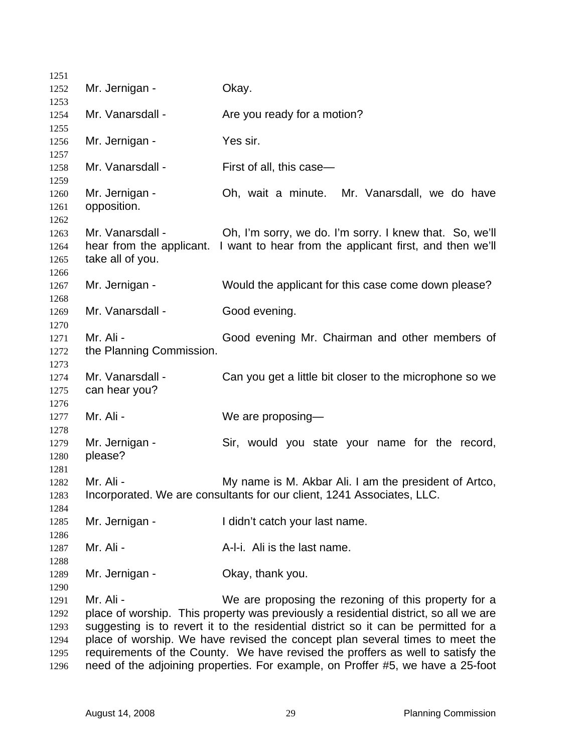Mr. Jernigan - Okay.

Mr. Vanarsdall - Are you ready for a motion?

Mr. Jernigan - Yes sir.

Mr. Vanarsdall - First of all, this case—

Mr. Jernigan - Oh, wait a minute. Mr. Vanarsdall, we do have opposition.

Mr. Vanarsdall - Oh, I'm sorry, we do. I'm sorry. I knew that. So, we'll hear from the applicant. I want to hear from the applicant first, and then we'll take all of you.

Mr. Jernigan - Would the applicant for this case come down please?

Mr. Vanarsdall - Good evening.

Mr. Ali - Good evening Mr. Chairman and other members of the Planning Commission.

Mr. Vanarsdall - Can you get a little bit closer to the microphone so we can hear you?

Mr. Ali - We are proposing—

Mr. Jernigan - Sir, would you state your name for the record, please?

Mr. Ali - My name is M. Akbar Ali. I am the president of Artco, Incorporated. We are consultants for our client, 1241 Associates, LLC.

Mr. Jernigan - I didn't catch your last name.

Mr. Ali - A-l-i. Ali is the last name.

Mr. Jernigan - Okay, thank you.

Mr. Ali - We are proposing the rezoning of this property for a place of worship. This property was previously a residential district, so all we are suggesting is to revert it to the residential district so it can be permitted for a place of worship. We have revised the concept plan several times to meet the requirements of the County. We have revised the proffers as well to satisfy the need of the adjoining properties. For example, on Proffer #5, we have a 25-foot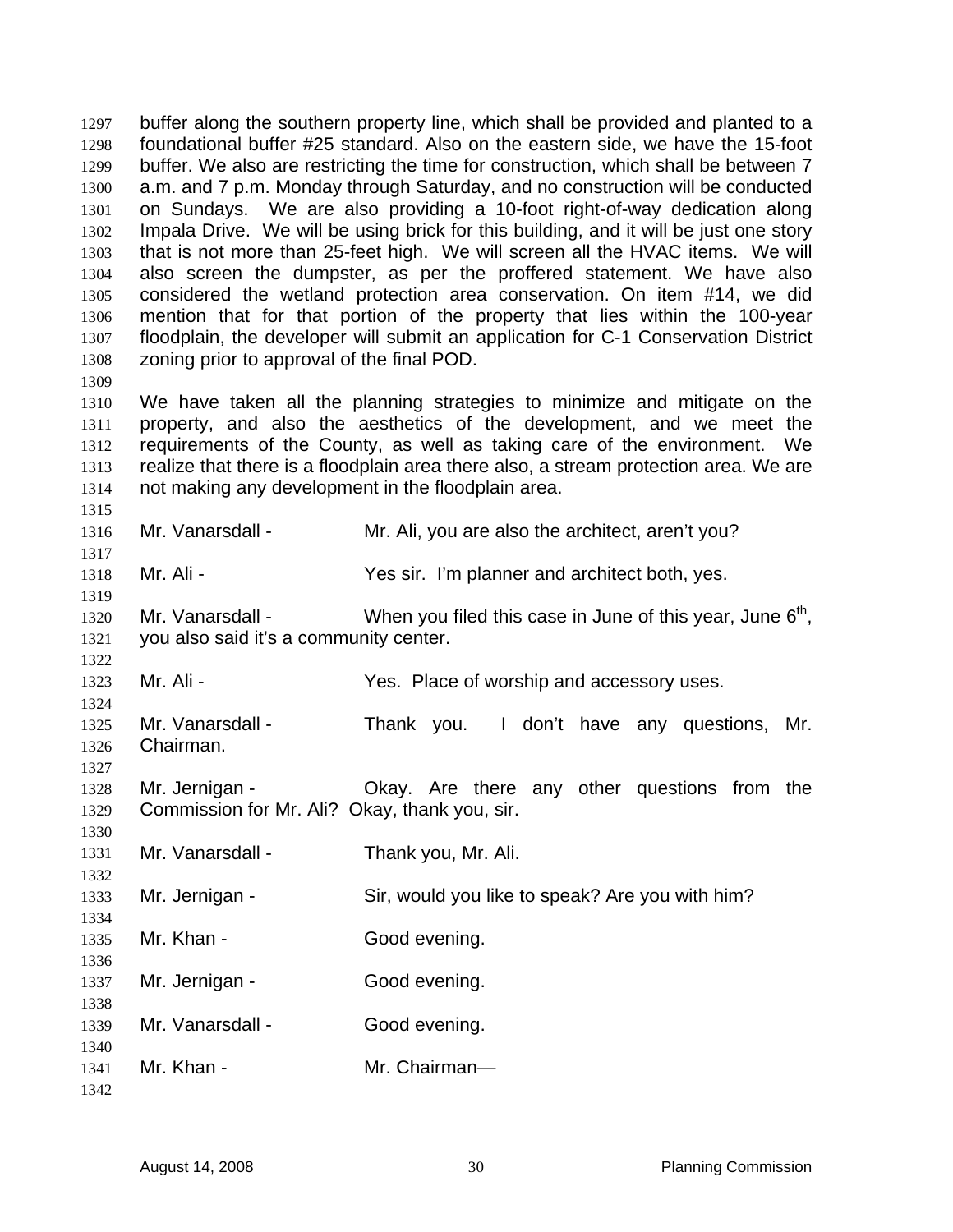buffer along the southern property line, which shall be provided and planted to a foundational buffer #25 standard. Also on the eastern side, we have the 15-foot buffer. We also are restricting the time for construction, which shall be between 7 a.m. and 7 p.m. Monday through Saturday, and no construction will be conducted on Sundays. We are also providing a 10-foot right-of-way dedication along Impala Drive. We will be using brick for this building, and it will be just one story that is not more than 25-feet high. We will screen all the HVAC items. We will also screen the dumpster, as per the proffered statement. We have also considered the wetland protection area conservation. On item #14, we did mention that for that portion of the property that lies within the 100-year floodplain, the developer will submit an application for C-1 Conservation District zoning prior to approval of the final POD.

We have taken all the planning strategies to minimize and mitigate on the property, and also the aesthetics of the development, and we meet the requirements of the County, as well as taking care of the environment. We realize that there is a floodplain area there also, a stream protection area. We are not making any development in the floodplain area.

Mr. Vanarsdall - Mr. Ali, you are also the architect, aren't you?

Mr. Ali - Yes sir. I'm planner and architect both, yes.

Mr. Vanarsdall - When you filed this case in June of this year, June 6th, you also said it's a community center.

Mr. Ali - Yes. Place of worship and accessory uses.

Mr. Vanarsdall - Thank you. I don't have any questions, Mr. Chairman.

Mr. Jernigan - Okay. Are there any other questions from the Commission for Mr. Ali? Okay, thank you, sir.

Mr. Vanarsdall - Thank you, Mr. Ali.

Mr. Jernigan - Sir, would you like to speak? Are you with him?

Mr. Khan - Good evening.

Mr. Jernigan - Good evening.

Mr. Vanarsdall - Good evening.

Mr. Khan - Mr. Chairman—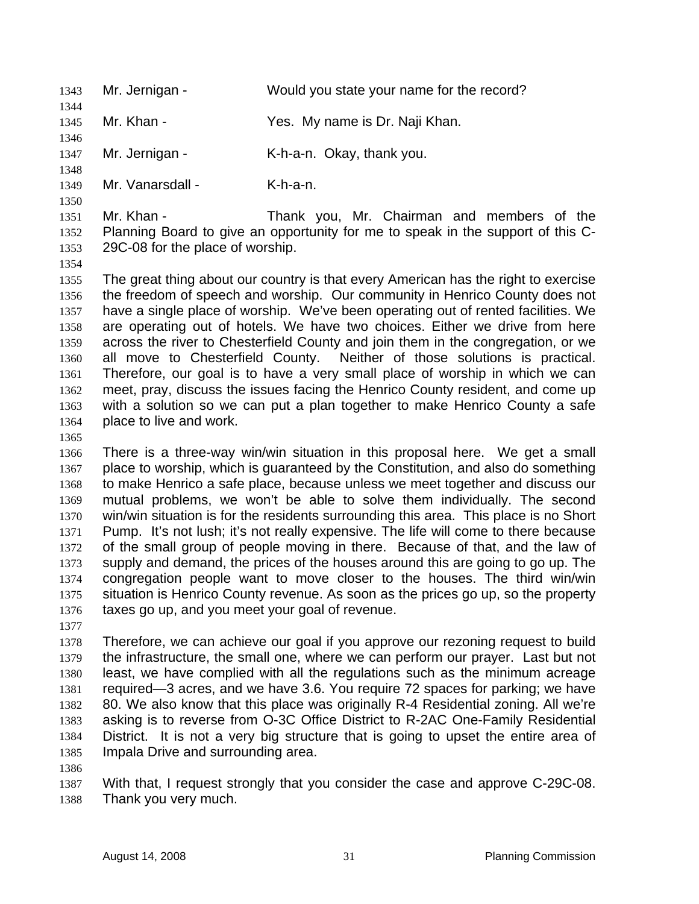Mr. Jernigan - Would you state your name for the record?

Mr. Khan - Yes. My name is Dr. Naji Khan.

Mr. Jernigan - K-h-a-n. Okay, thank you.

Mr. Vanarsdall - K-h-a-n.

Mr. Khan - Thank you, Mr. Chairman and members of the Planning Board to give an opportunity for me to speak in the support of this C-29C-08 for the place of worship.

The great thing about our country is that every American has the right to exercise the freedom of speech and worship. Our community in Henrico County does not have a single place of worship. We've been operating out of rented facilities. We are operating out of hotels. We have two choices. Either we drive from here across the river to Chesterfield County and join them in the congregation, or we all move to Chesterfield County. Neither of those solutions is practical. Therefore, our goal is to have a very small place of worship in which we can meet, pray, discuss the issues facing the Henrico County resident, and come up with a solution so we can put a plan together to make Henrico County a safe place to live and work.

There is a three-way win/win situation in this proposal here. We get a small place to worship, which is guaranteed by the Constitution, and also do something to make Henrico a safe place, because unless we meet together and discuss our mutual problems, we won't be able to solve them individually. The second win/win situation is for the residents surrounding this area. This place is no Short Pump. It's not lush; it's not really expensive. The life will come to there because of the small group of people moving in there. Because of that, and the law of supply and demand, the prices of the houses around this are going to go up. The congregation people want to move closer to the houses. The third win/win situation is Henrico County revenue. As soon as the prices go up, so the property taxes go up, and you meet your goal of revenue.

Therefore, we can achieve our goal if you approve our rezoning request to build the infrastructure, the small one, where we can perform our prayer. Last but not least, we have complied with all the regulations such as the minimum acreage required—3 acres, and we have 3.6. You require 72 spaces for parking; we have 80. We also know that this place was originally R-4 Residential zoning. All we're asking is to reverse from O-3C Office District to R-2AC One-Family Residential District. It is not a very big structure that is going to upset the entire area of Impala Drive and surrounding area.

With that, I request strongly that you consider the case and approve C-29C-08. Thank you very much.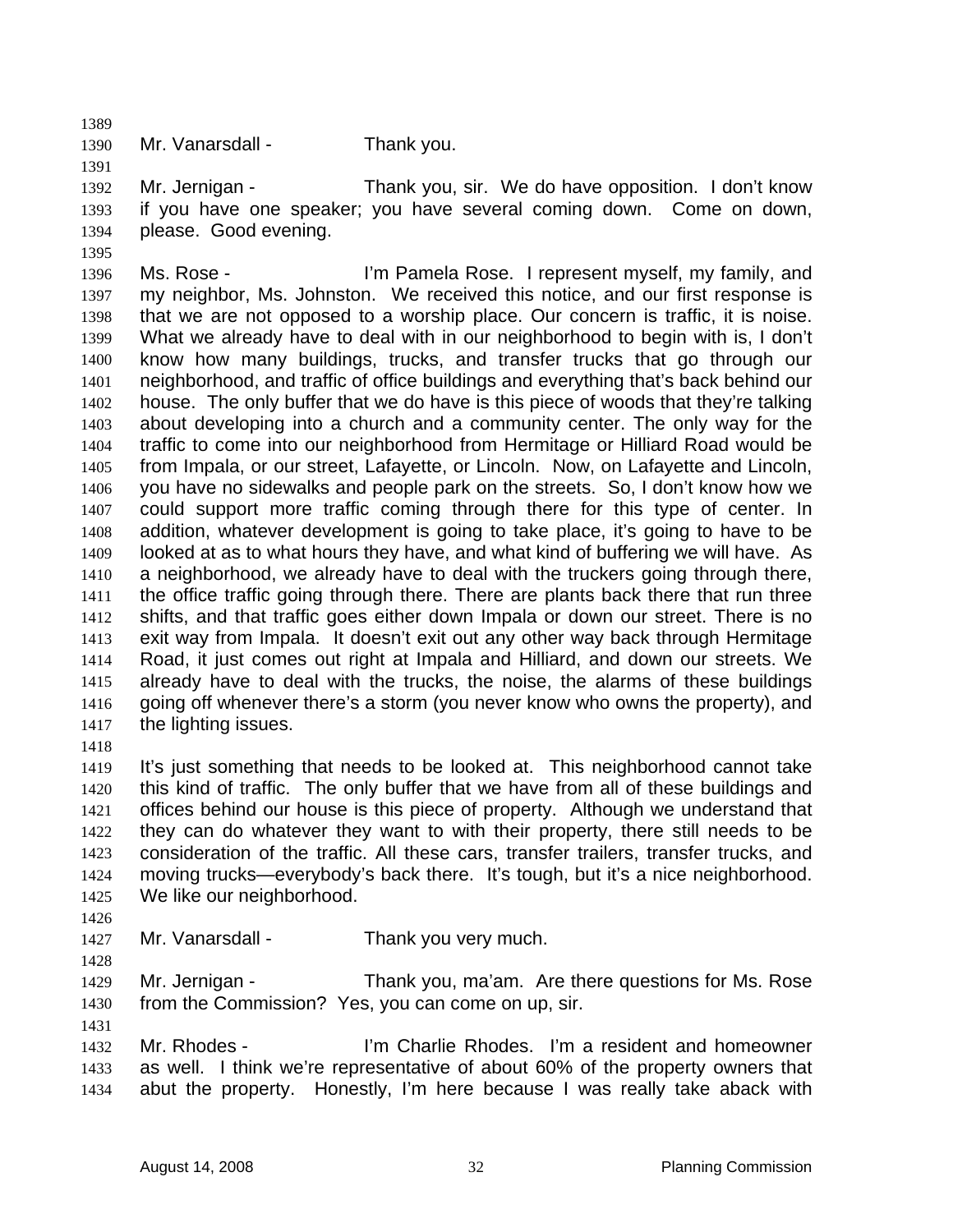Mr. Vanarsdall - Thank you.

Mr. Jernigan - Thank you, sir. We do have opposition. I don't know if you have one speaker; you have several coming down. Come on down, please. Good evening.

Ms. Rose - I'm Pamela Rose. I represent myself, my family, and my neighbor, Ms. Johnston. We received this notice, and our first response is that we are not opposed to a worship place. Our concern is traffic, it is noise. What we already have to deal with in our neighborhood to begin with is, I don't know how many buildings, trucks, and transfer trucks that go through our neighborhood, and traffic of office buildings and everything that's back behind our house. The only buffer that we do have is this piece of woods that they're talking about developing into a church and a community center. The only way for the traffic to come into our neighborhood from Hermitage or Hilliard Road would be from Impala, or our street, Lafayette, or Lincoln. Now, on Lafayette and Lincoln, you have no sidewalks and people park on the streets. So, I don't know how we could support more traffic coming through there for this type of center. In addition, whatever development is going to take place, it's going to have to be looked at as to what hours they have, and what kind of buffering we will have. As a neighborhood, we already have to deal with the truckers going through there, the office traffic going through there. There are plants back there that run three shifts, and that traffic goes either down Impala or down our street. There is no exit way from Impala. It doesn't exit out any other way back through Hermitage Road, it just comes out right at Impala and Hilliard, and down our streets. We already have to deal with the trucks, the noise, the alarms of these buildings going off whenever there's a storm (you never know who owns the property), and the lighting issues.

It's just something that needs to be looked at. This neighborhood cannot take this kind of traffic. The only buffer that we have from all of these buildings and offices behind our house is this piece of property. Although we understand that they can do whatever they want to with their property, there still needs to be consideration of the traffic. All these cars, transfer trailers, transfer trucks, and moving trucks—everybody's back there. It's tough, but it's a nice neighborhood. We like our neighborhood.

Mr. Vanarsdall - Thank you very much.

Mr. Jernigan - Thank you, ma'am. Are there questions for Ms. Rose from the Commission? Yes, you can come on up, sir.

Mr. Rhodes - I'm Charlie Rhodes. I'm a resident and homeowner as well. I think we're representative of about 60% of the property owners that abut the property. Honestly, I'm here because I was really take aback with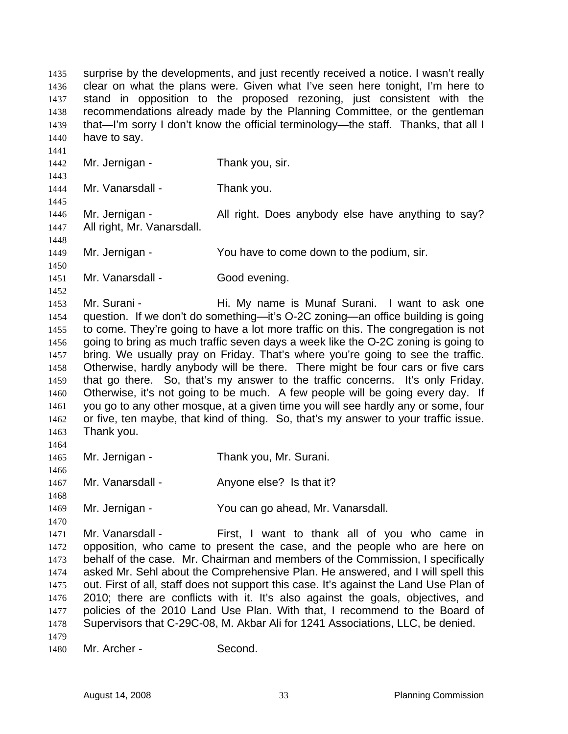surprise by the developments, and just recently received a notice. I wasn't really clear on what the plans were. Given what I've seen here tonight, I'm here to stand in opposition to the proposed rezoning, just consistent with the recommendations already made by the Planning Committee, or the gentleman that—I'm sorry I don't know the official terminology—the staff. Thanks, that all I have to say.

Mr. Jernigan - Thank you, sir.

Mr. Vanarsdall - Thank you.

Mr. Jernigan - All right. Does anybody else have anything to say? All right, Mr. Vanarsdall.

Mr. Jernigan - You have to come down to the podium, sir.

Mr. Vanarsdall - Good evening.

Mr. Surani - Hi. My name is Munaf Surani. I want to ask one question. If we don't do something—it's O-2C zoning—an office building is going to come. They're going to have a lot more traffic on this. The congregation is not going to bring as much traffic seven days a week like the O-2C zoning is going to bring. We usually pray on Friday. That's where you're going to see the traffic. Otherwise, hardly anybody will be there. There might be four cars or five cars that go there. So, that's my answer to the traffic concerns. It's only Friday. Otherwise, it's not going to be much. A few people will be going every day. If you go to any other mosque, at a given time you will see hardly any or some, four or five, ten maybe, that kind of thing. So, that's my answer to your traffic issue. Thank you.

Mr. Jernigan - Thank you, Mr. Surani.

Mr. Vanarsdall - Anyone else? Is that it?

Mr. Jernigan - You can go ahead, Mr. Vanarsdall.

Mr. Vanarsdall - First, I want to thank all of you who came in opposition, who came to present the case, and the people who are here on behalf of the case. Mr. Chairman and members of the Commission, I specifically asked Mr. Sehl about the Comprehensive Plan. He answered, and I will spell this out. First of all, staff does not support this case. It's against the Land Use Plan of 2010; there are conflicts with it. It's also against the goals, objectives, and policies of the 2010 Land Use Plan. With that, I recommend to the Board of Supervisors that C-29C-08, M. Akbar Ali for 1241 Associations, LLC, be denied.

Mr. Archer - Second.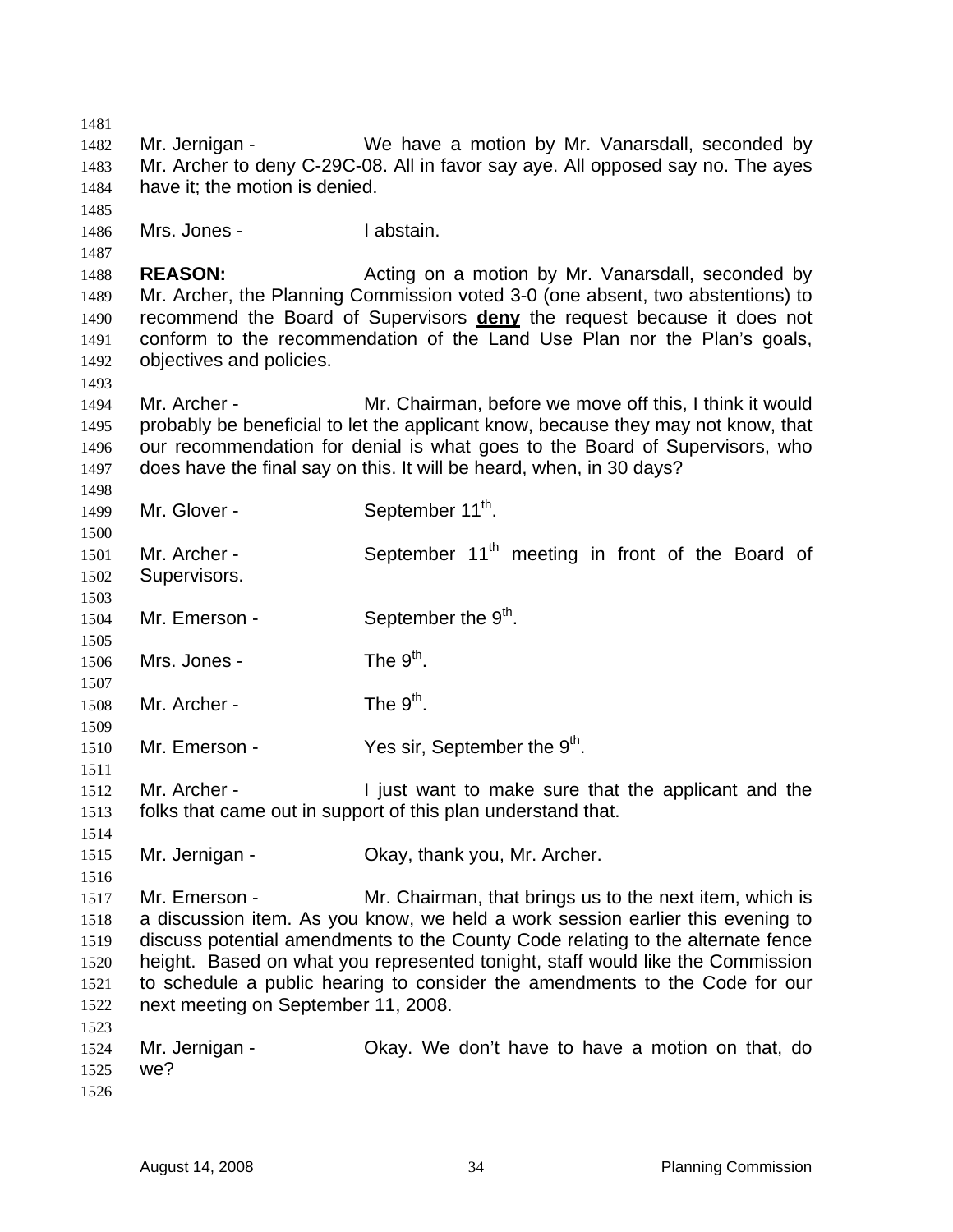Mr. Jernigan - We have a motion by Mr. Vanarsdall, seconded by Mr. Archer to deny C-29C-08. All in favor say aye. All opposed say no. The ayes have it; the motion is denied.

Mrs. Jones - I abstain.

**REASON:** Acting on a motion by Mr. Vanarsdall, seconded by Mr. Archer, the Planning Commission voted 3-0 (one absent, two abstentions) to recommend the Board of Supervisors **deny** the request because it does not conform to the recommendation of the Land Use Plan nor the Plan's goals, objectives and policies.

Mr. Archer - Mr. Chairman, before we move off this, I think it would probably be beneficial to let the applicant know, because they may not know, that our recommendation for denial is what goes to the Board of Supervisors, who does have the final say on this. It will be heard, when, in 30 days?

Mr. Glover - September 11th.

Mr. Archer - September 11th meeting in front of the Board of Supervisors.

Mr. Emerson - September the 9th.

Mrs. Jones - The 9th.

Mr. Archer - The 9th.

Mr. Emerson - Yes sir, September the 9th.

Mr. Archer - I just want to make sure that the applicant and the folks that came out in support of this plan understand that.

Mr. Jernigan - Okay, thank you, Mr. Archer.

Mr. Emerson - Mr. Chairman, that brings us to the next item, which is a discussion item. As you know, we held a work session earlier this evening to discuss potential amendments to the County Code relating to the alternate fence height. Based on what you represented tonight, staff would like the Commission to schedule a public hearing to consider the amendments to the Code for our next meeting on September 11, 2008.

Mr. Jernigan - Okay. We don't have to have a motion on that, do we?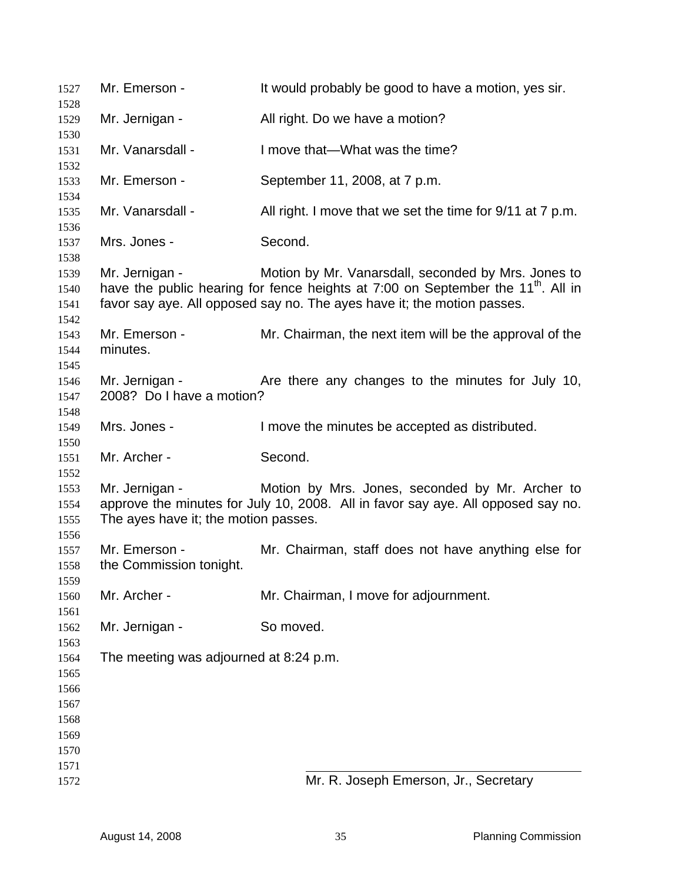Mr. Emerson - It would probably be good to have a motion, yes sir.

Mr. Jernigan - All right. Do we have a motion?

Mr. Vanarsdall - I move that—What was the time?

Mr. Emerson - September 11, 2008, at 7 p.m.

Mr. Vanarsdall - All right. I move that we set the time for 9/11 at 7 p.m.

Mrs. Jones - Second.

Mr. Jernigan - Motion by Mr. Vanarsdall, seconded by Mrs. Jones to have the public hearing for fence heights at 7:00 on September the 11th. All in favor say aye. All opposed say no. The ayes have it; the motion passes.

Mr. Emerson - Mr. Chairman, the next item will be the approval of the minutes.

Mr. Jernigan - Are there any changes to the minutes for July 10, 2008? Do I have a motion?

Mrs. Jones - I move the minutes be accepted as distributed.

Mr. Archer - Second.

Mr. Jernigan - Motion by Mrs. Jones, seconded by Mr. Archer to approve the minutes for July 10, 2008. All in favor say aye. All opposed say no. The ayes have it; the motion passes.

Mr. Emerson - Mr. Chairman, staff does not have anything else for the Commission tonight.

Mr. Archer - Mr. Chairman, I move for adjournment.

Mr. Jernigan - So moved.

The meeting was adjourned at 8:24 p.m.

\_\_\_\_\_\_\_\_\_\_\_\_\_\_\_\_\_\_\_\_\_\_\_\_\_\_\_\_\_\_\_\_\_\_\_\_\_\_

Mr. R. Joseph Emerson, Jr., Secretary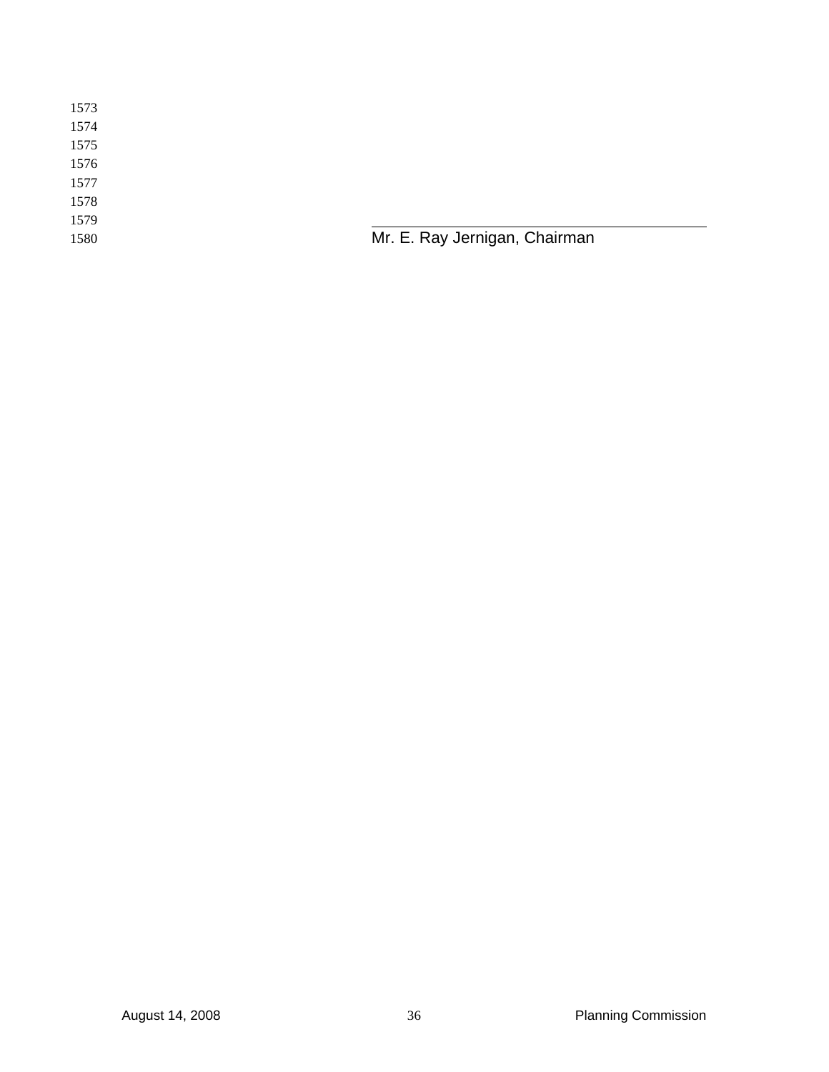1573
1574
1575
1576
1577
1578
1579
1580

\_\_\_\_\_\_\_\_\_\_\_\_\_\_\_\_\_\_\_\_\_\_\_\_\_\_\_\_\_\_\_\_\_\_\_\_\_\_\_\_

Mr. E. Ray Jernigan, Chairman